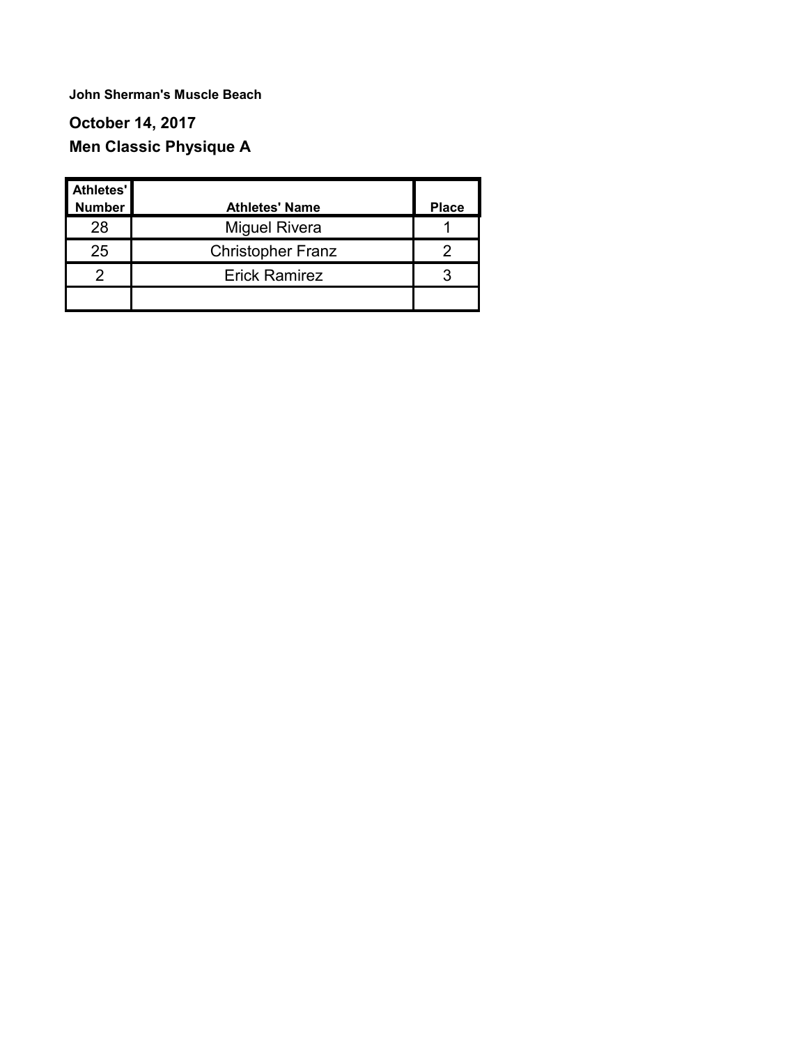**John Sherman's Muscle Beach**

## October 14, 2017

## Men Classic Physique A

| Athletes' Number | Athletes' Name | Place |
|---|---|---|
| 28 | Miguel Rivera | 1 |
| 25 | Christopher Franz | 2 |
| 2 | Erick Ramirez | 3 |
| | | |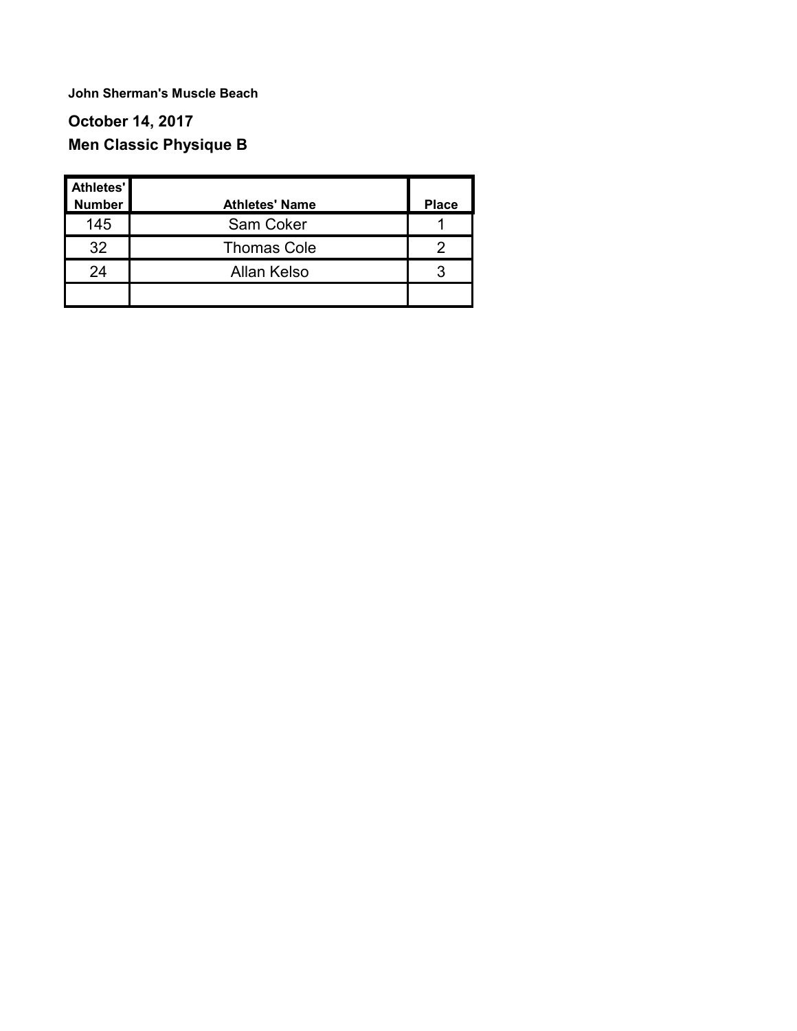**John Sherman's Muscle Beach**

**October 14, 2017**

**Men Classic Physique B**

| Athletes' Number | Athletes' Name | Place |
| --- | --- | --- |
| 145 | Sam Coker | 1 |
| 32 | Thomas Cole | 2 |
| 24 | Allan Kelso | 3 |
| | | |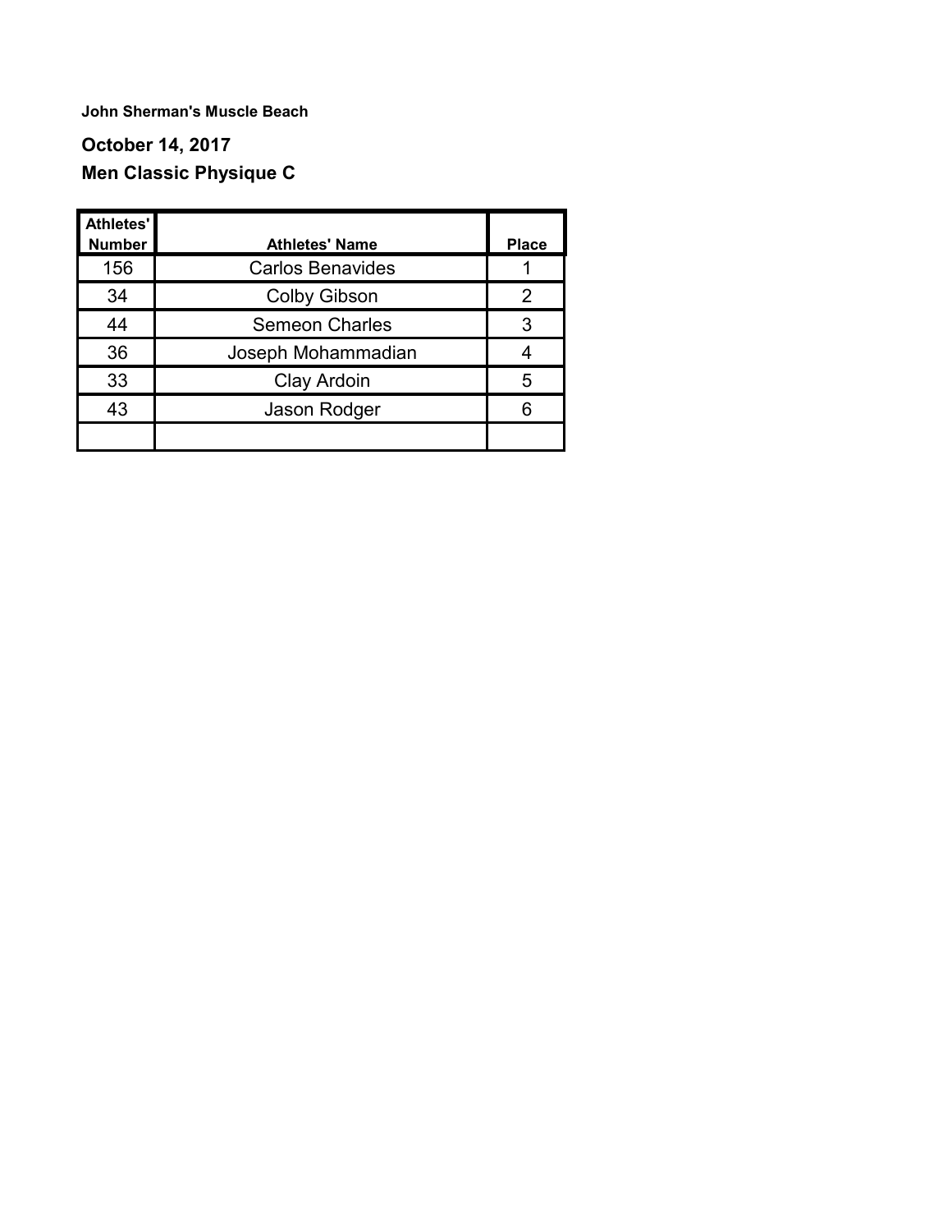**John Sherman's Muscle Beach**

**October 14, 2017**

**Men Classic Physique C**

| Athletes' Number | Athletes' Name | Place |
|---|---|---|
| 156 | Carlos Benavides | 1 |
| 34 | Colby Gibson | 2 |
| 44 | Semeon Charles | 3 |
| 36 | Joseph Mohammadian | 4 |
| 33 | Clay Ardoin | 5 |
| 43 | Jason Rodger | 6 |
| | | |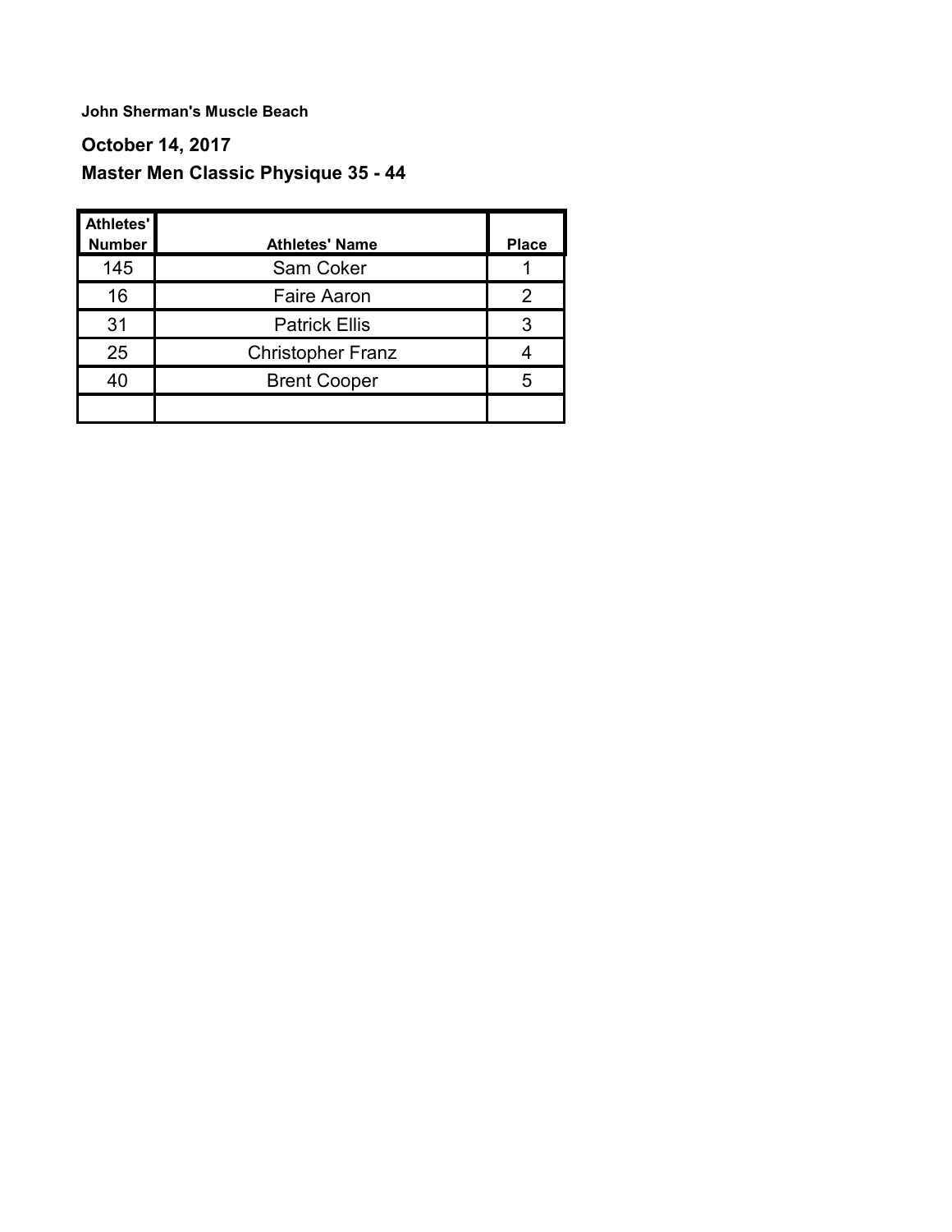**John Sherman's Muscle Beach**

**October 14, 2017**

**Master Men Classic Physique 35 - 44**

| Athletes' Number | Athletes' Name | Place |
|---|---|---|
| 145 | Sam Coker | 1 |
| 16 | Faire Aaron | 2 |
| 31 | Patrick Ellis | 3 |
| 25 | Christopher Franz | 4 |
| 40 | Brent Cooper | 5 |
| | | |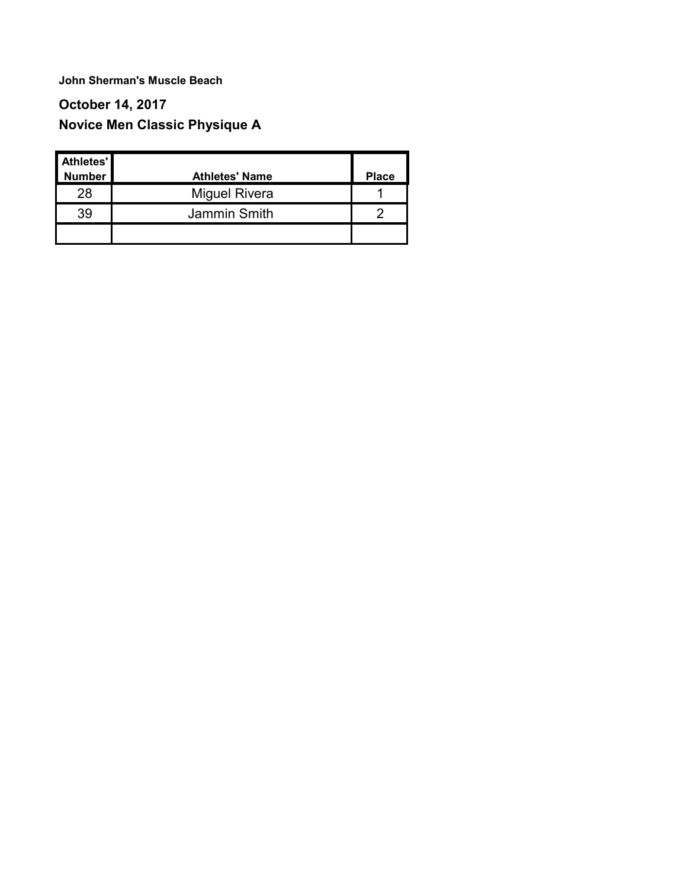**John Sherman's Muscle Beach**

**October 14, 2017**

**Novice Men Classic Physique A**

| Athletes' Number | Athletes' Name | Place |
| --- | --- | --- |
| 28 | Miguel Rivera | 1 |
| 39 | Jammin Smith | 2 |
| | | |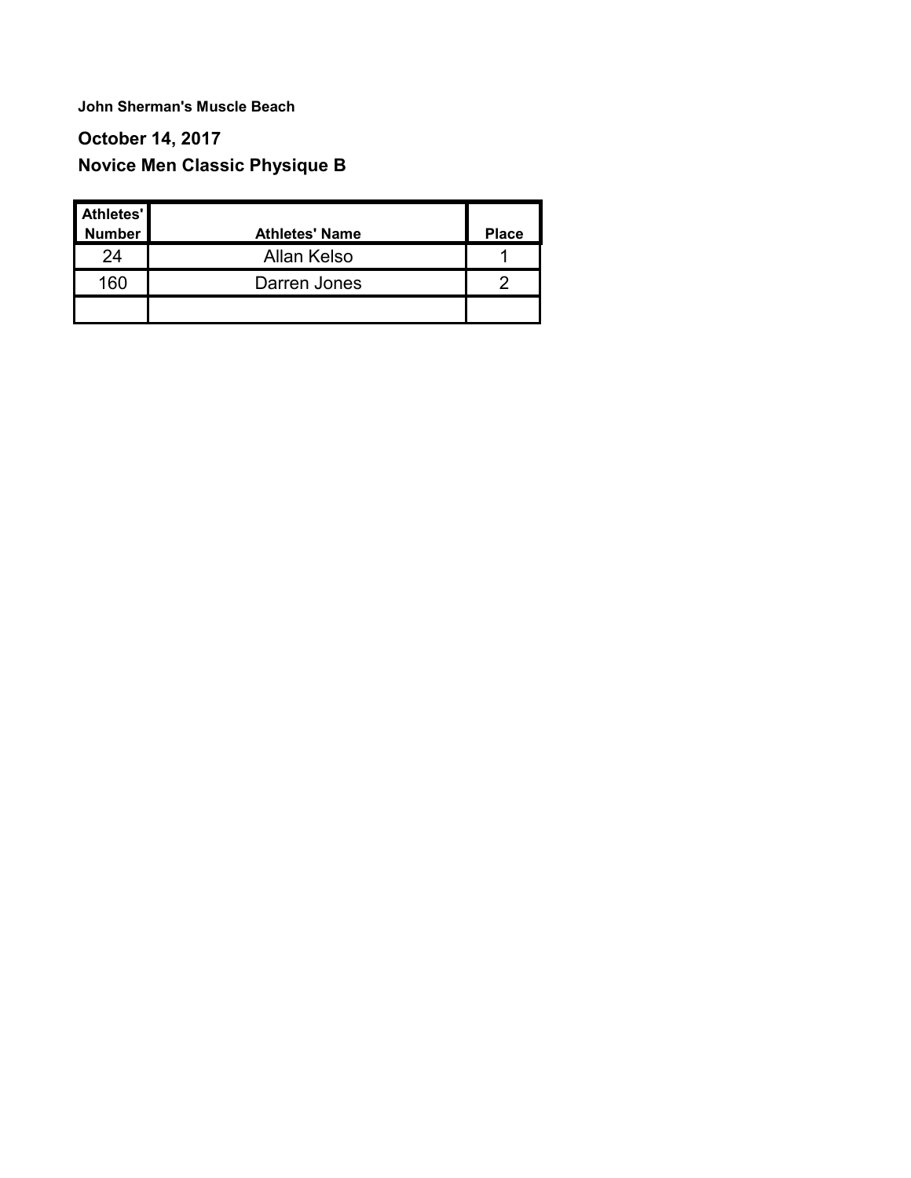**John Sherman's Muscle Beach**

**October 14, 2017**

**Novice Men Classic Physique B**

| Athletes' Number | Athletes' Name | Place |
|---|---|---|
| 24 | Allan Kelso | 1 |
| 160 | Darren Jones | 2 |
| | | |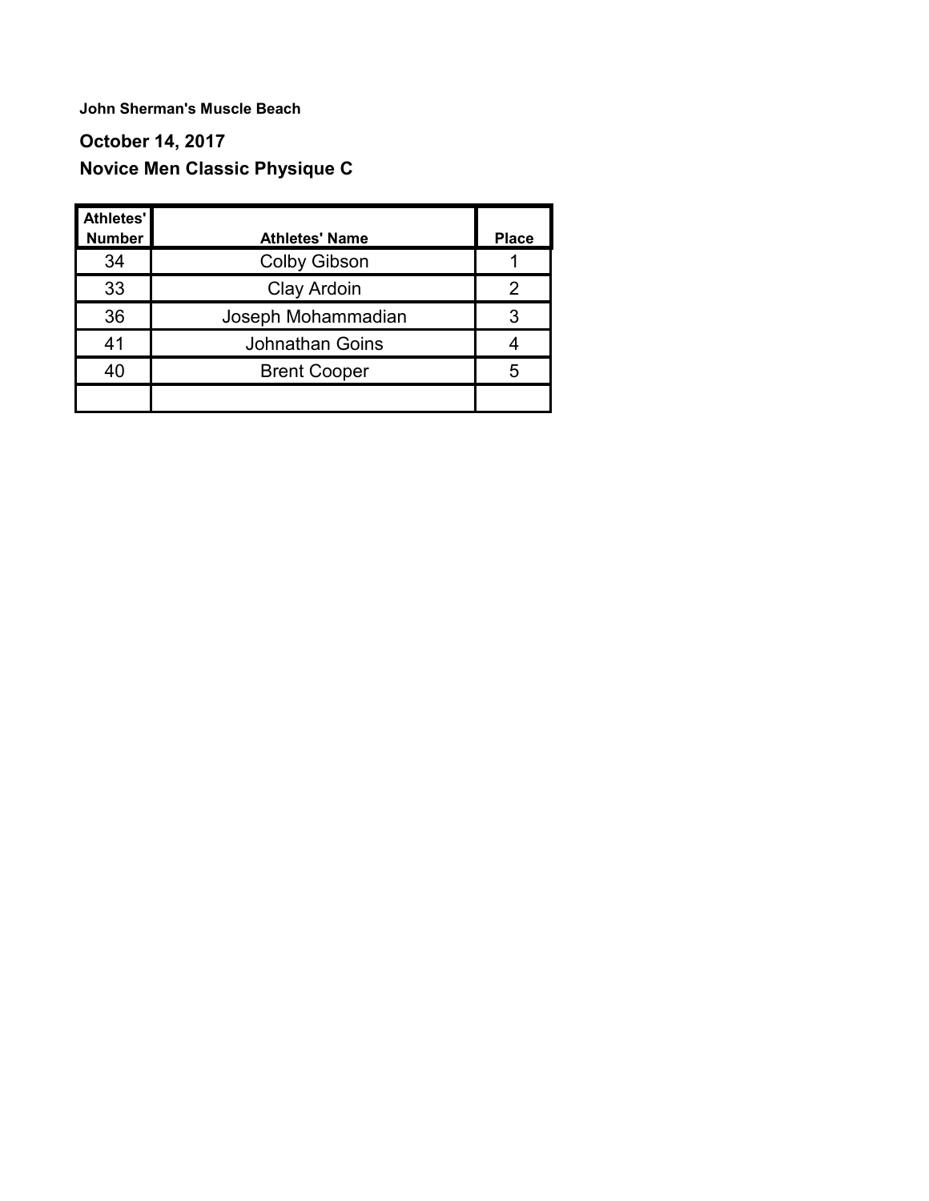**John Sherman's Muscle Beach**

## October 14, 2017

## Novice Men Classic Physique C

| Athletes' Number | Athletes' Name | Place |
|---|---|---|
| 34 | Colby Gibson | 1 |
| 33 | Clay Ardoin | 2 |
| 36 | Joseph Mohammadian | 3 |
| 41 | Johnathan Goins | 4 |
| 40 | Brent Cooper | 5 |
| | | |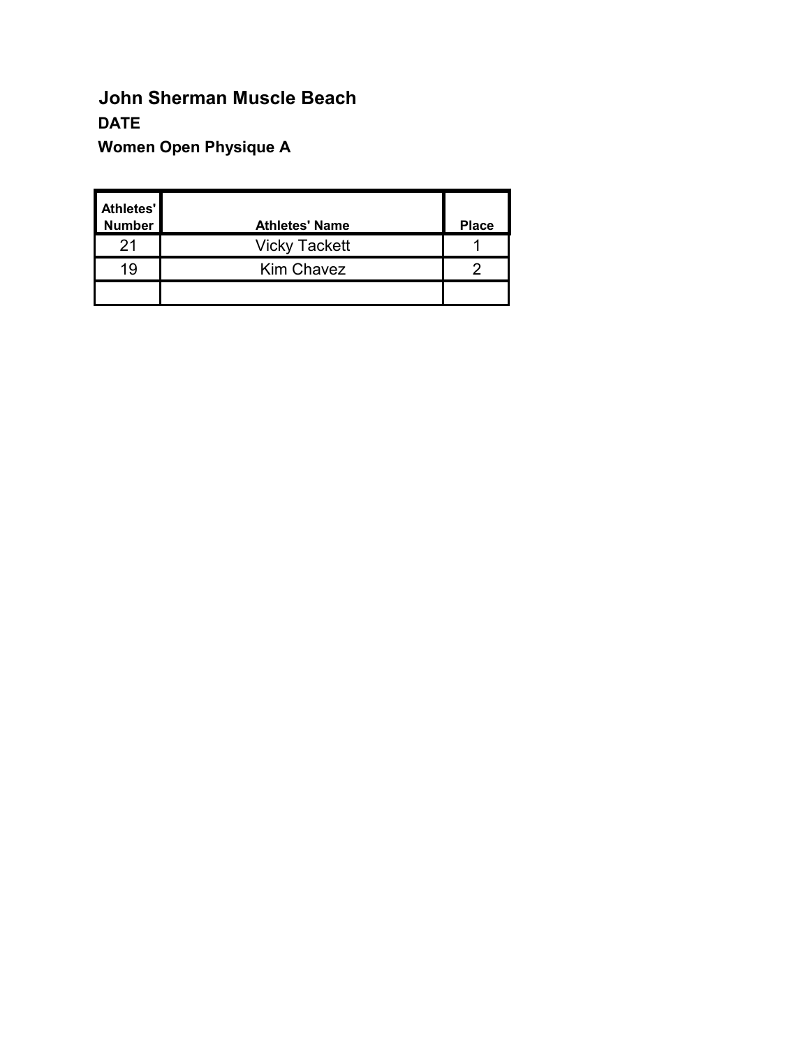**John Sherman Muscle Beach**

**DATE**

**Women Open Physique A**

| Athletes' Number | Athletes' Name | Place |
|---|---|---|
| 21 | Vicky Tackett | 1 |
| 19 | Kim Chavez | 2 |
| | | |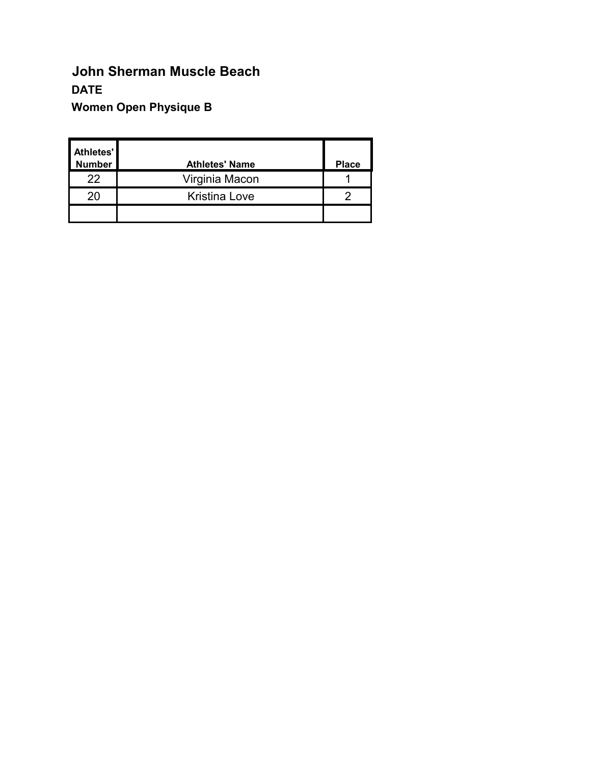**John Sherman Muscle Beach**

**DATE**

**Women Open Physique B**

| Athletes' Number | Athletes' Name | Place |
|---|---|---|
| 22 | Virginia Macon | 1 |
| 20 | Kristina Love | 2 |
| | | |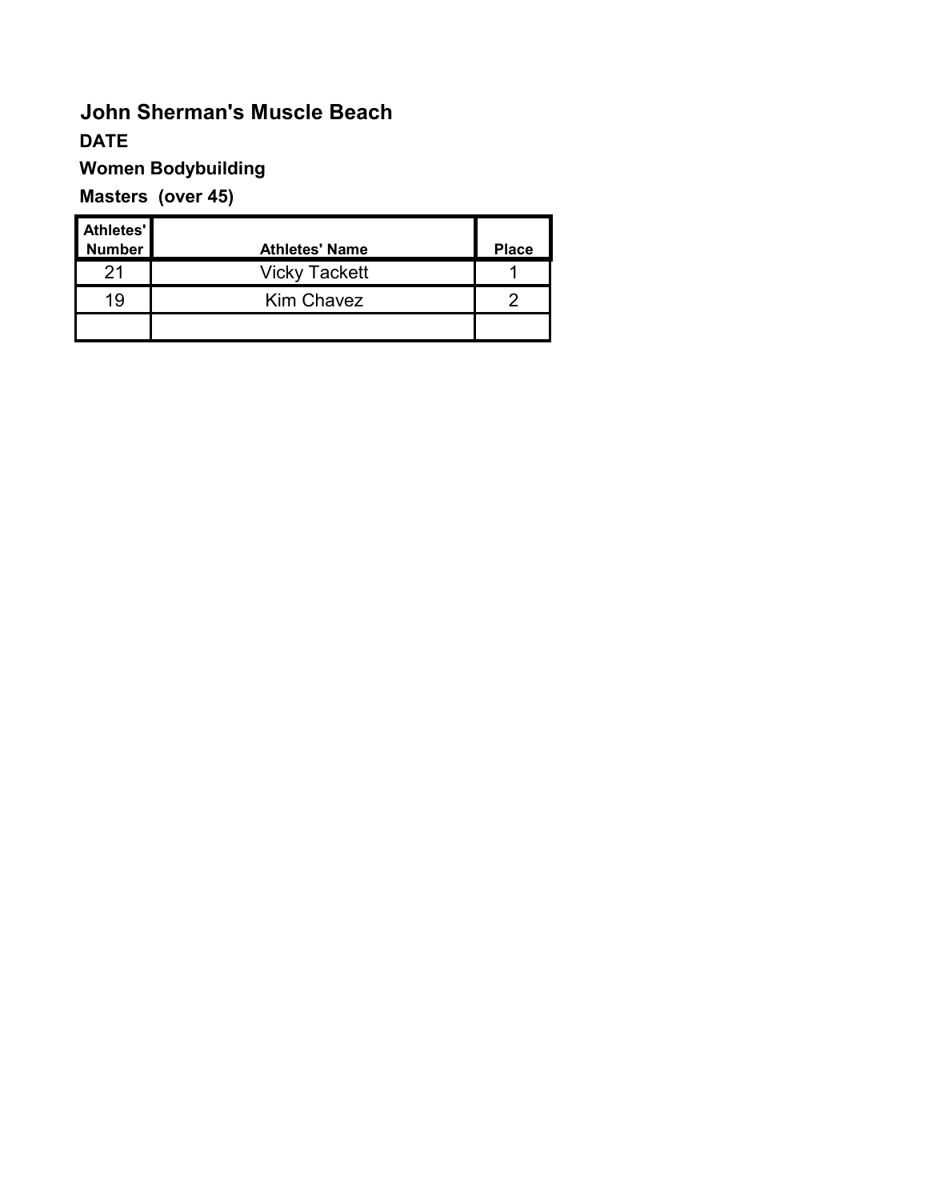**John Sherman's Muscle Beach**

**DATE**

**Women Bodybuilding**

**Masters (over 45)**

| Athletes' Number | Athletes' Name | Place |
|---|---|---|
| 21 | Vicky Tackett | 1 |
| 19 | Kim Chavez | 2 |
| | | |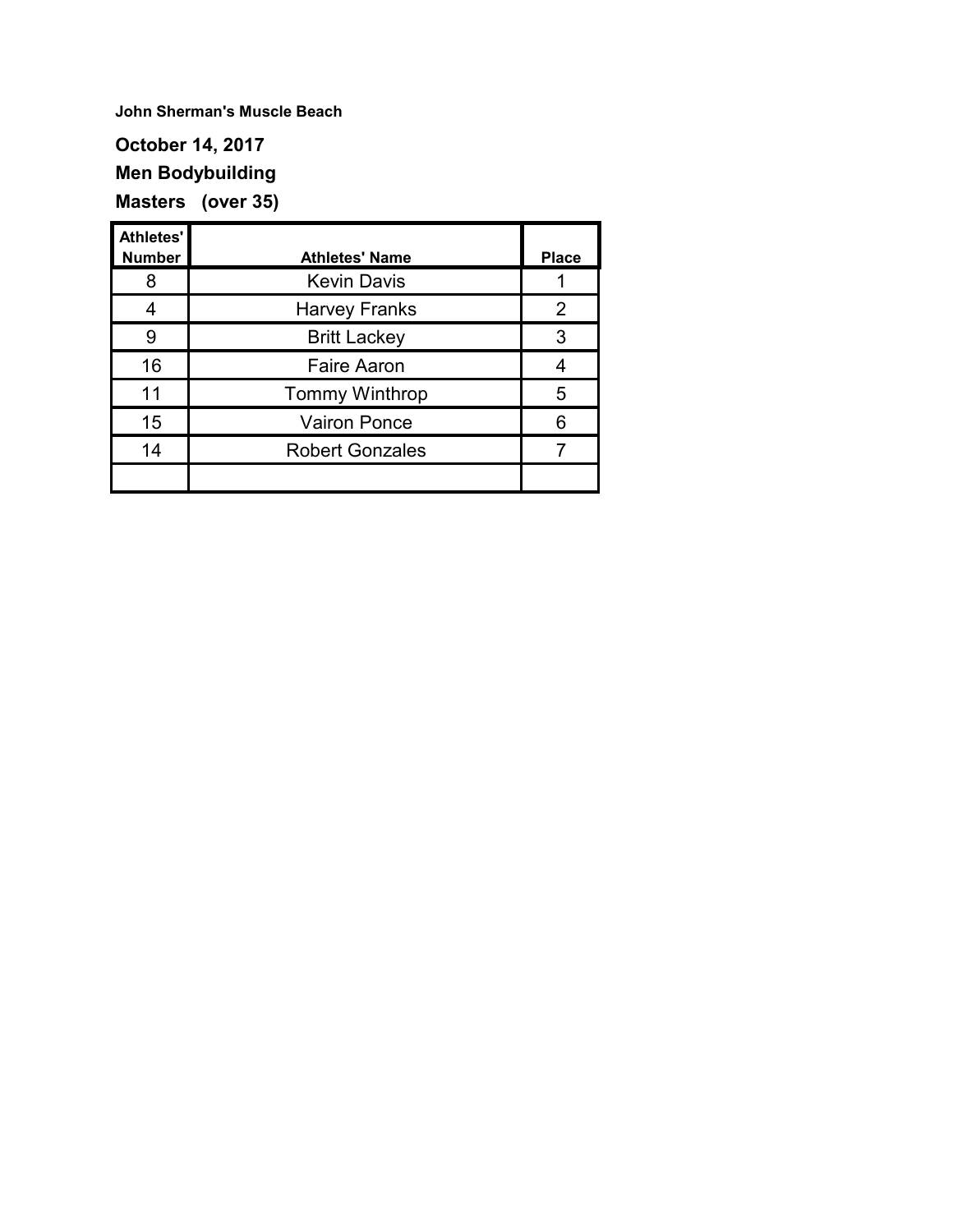**John Sherman's Muscle Beach**

**October 14, 2017**

**Men Bodybuilding**

**Masters (over 35)**

| Athletes' Number | Athletes' Name | Place |
|---|---|---|
| 8 | Kevin Davis | 1 |
| 4 | Harvey Franks | 2 |
| 9 | Britt Lackey | 3 |
| 16 | Faire Aaron | 4 |
| 11 | Tommy Winthrop | 5 |
| 15 | Vairon Ponce | 6 |
| 14 | Robert Gonzales | 7 |
| | | |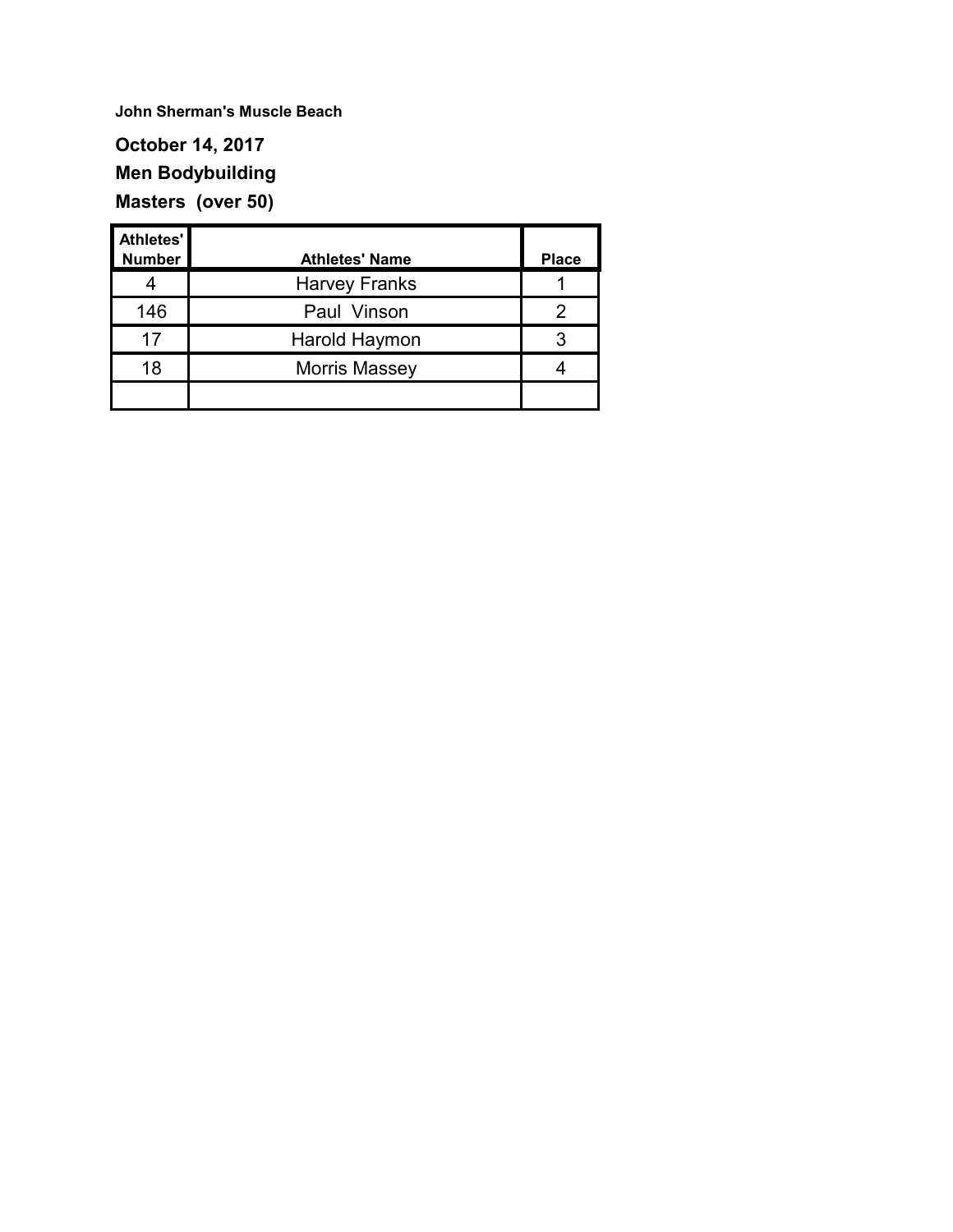**John Sherman's Muscle Beach**

**October 14, 2017**

**Men Bodybuilding**

**Masters (over 50)**

| Athletes' Number | Athletes' Name | Place |
|---|---|---|
| 4 | Harvey Franks | 1 |
| 146 | Paul Vinson | 2 |
| 17 | Harold Haymon | 3 |
| 18 | Morris Massey | 4 |
| | | |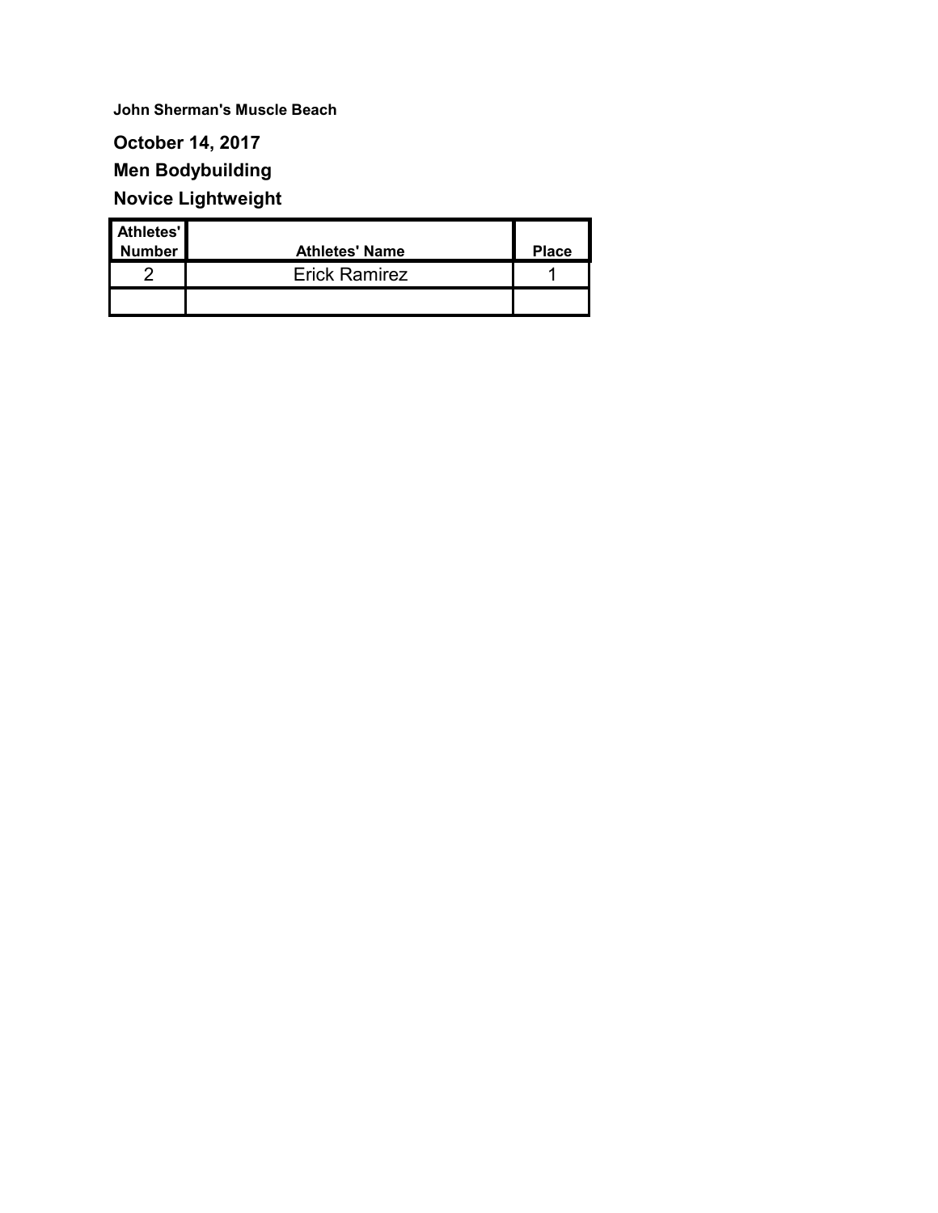**John Sherman's Muscle Beach**

**October 14, 2017**

**Men Bodybuilding**

**Novice Lightweight**

| Athletes' Number | Athletes' Name | Place |
|---|---|---|
| 2 | Erick Ramirez | 1 |
| | | |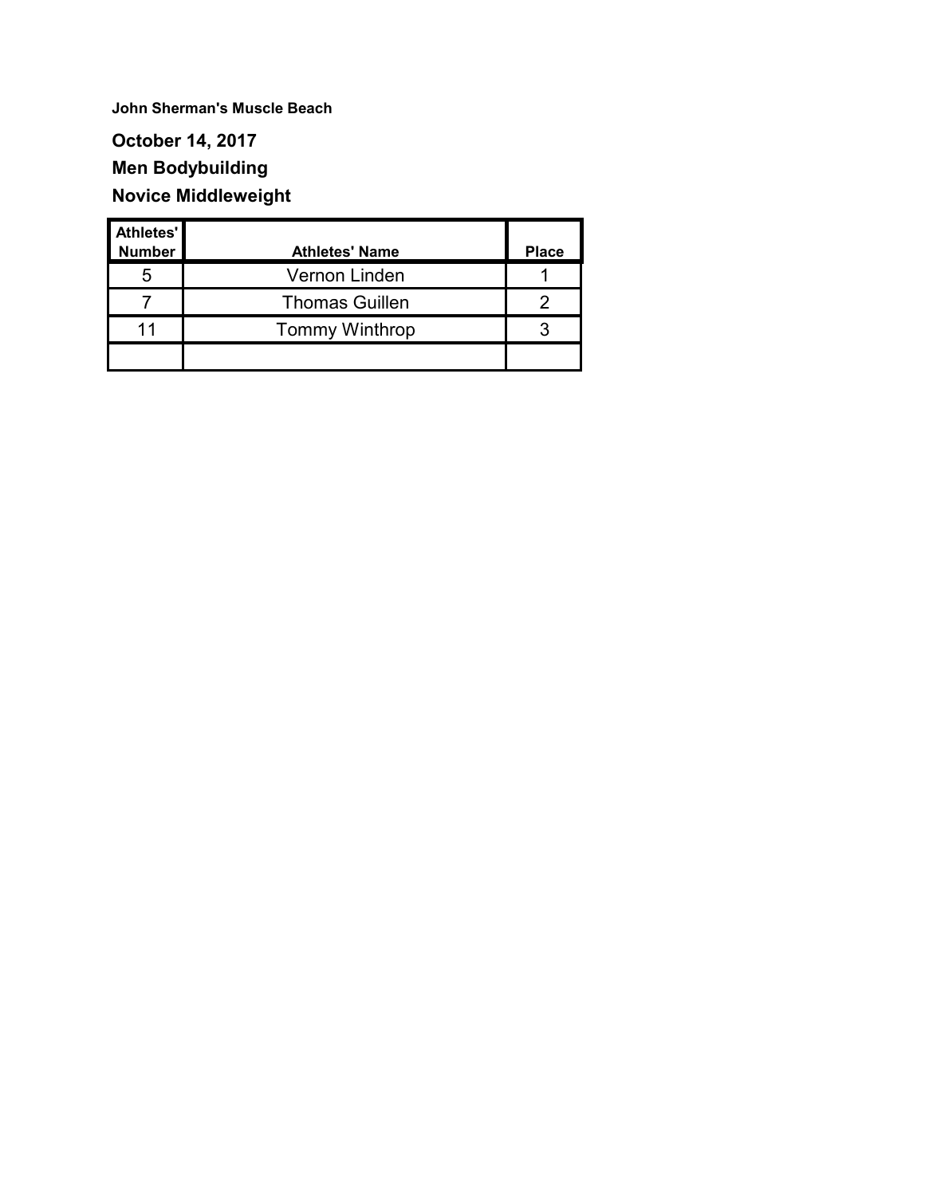**John Sherman's Muscle Beach**

**October 14, 2017**

**Men Bodybuilding**

**Novice Middleweight**

| Athletes' Number | Athletes' Name | Place |
|---|---|---|
| 5 | Vernon Linden | 1 |
| 7 | Thomas Guillen | 2 |
| 11 | Tommy Winthrop | 3 |
| | | |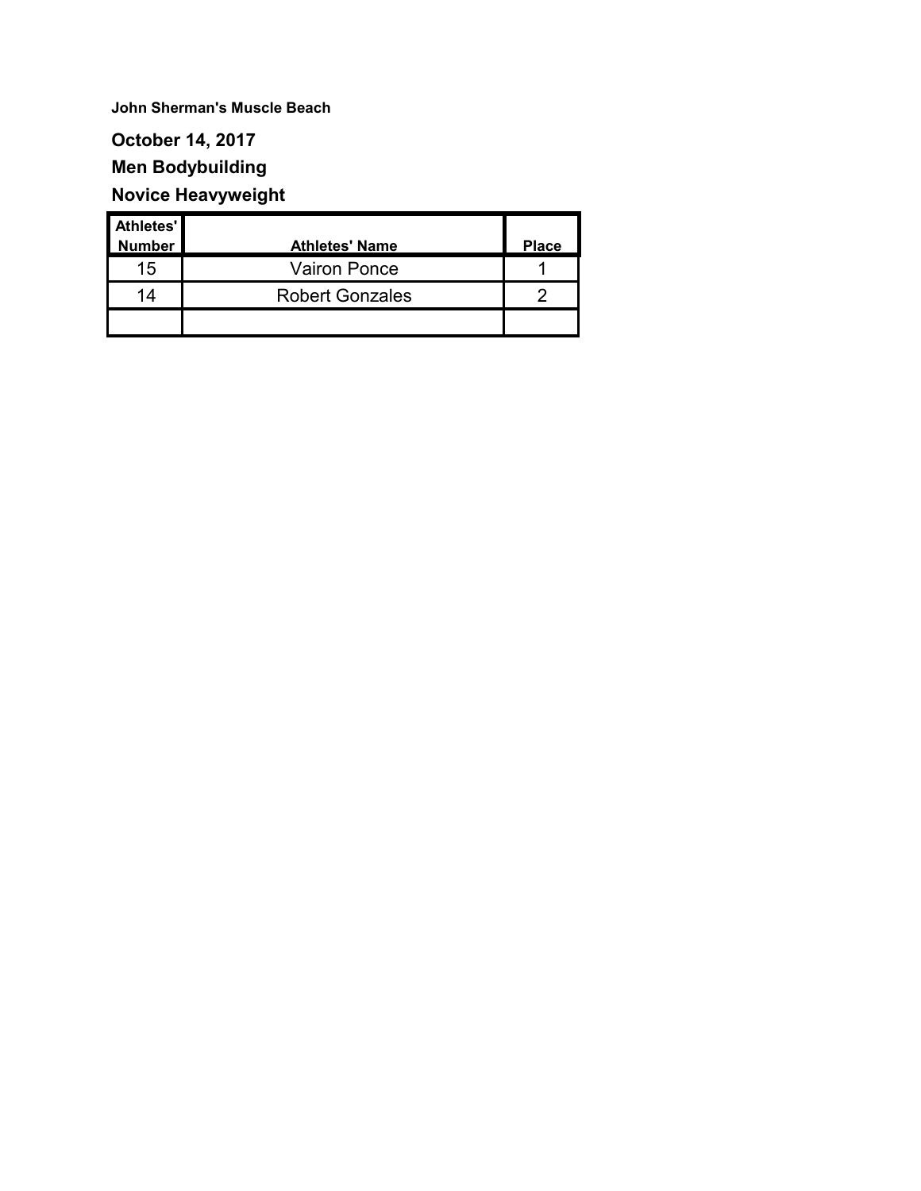**John Sherman's Muscle Beach**

**October 14, 2017**

**Men Bodybuilding**

**Novice Heavyweight**

| Athletes' Number | Athletes' Name | Place |
|---|---|---|
| 15 | Vairon Ponce | 1 |
| 14 | Robert Gonzales | 2 |
| | | |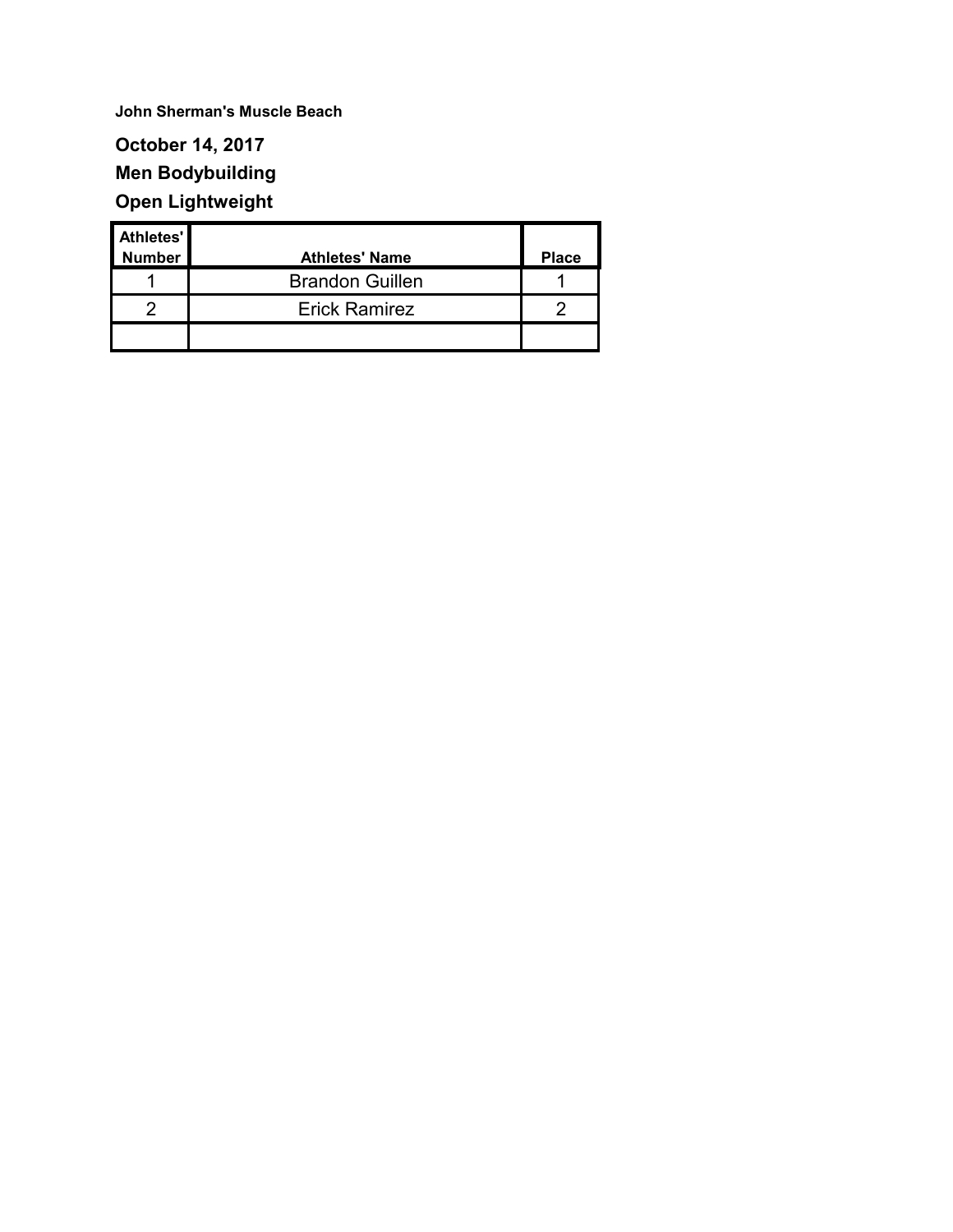**John Sherman's Muscle Beach**

**October 14, 2017**

**Men Bodybuilding**

**Open Lightweight**

| Athletes' Number | Athletes' Name | Place |
|---|---|---|
| 1 | Brandon Guillen | 1 |
| 2 | Erick Ramirez | 2 |
| | | |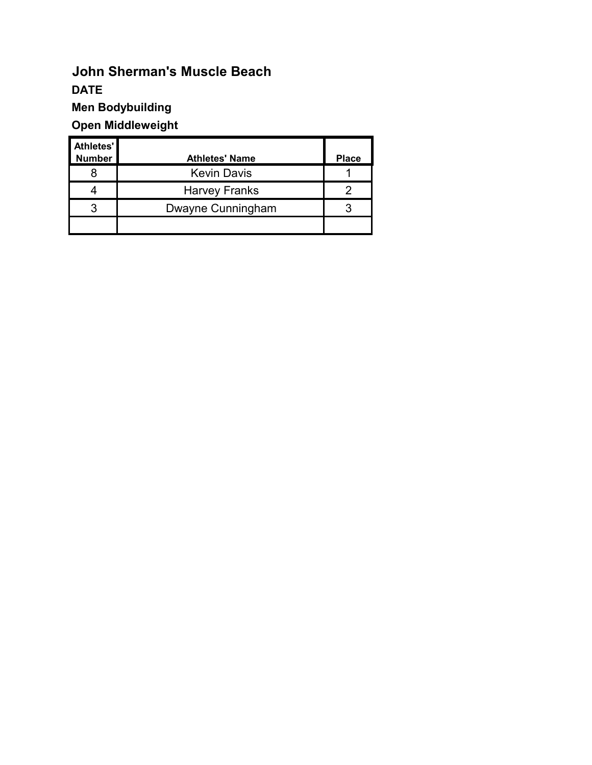## John Sherman's Muscle Beach

**DATE**

**Men Bodybuilding**

**Open Middleweight**

| Athletes' Number | Athletes' Name | Place |
|---|---|---|
| 8 | Kevin Davis | 1 |
| 4 | Harvey Franks | 2 |
| 3 | Dwayne Cunningham | 3 |
| | | |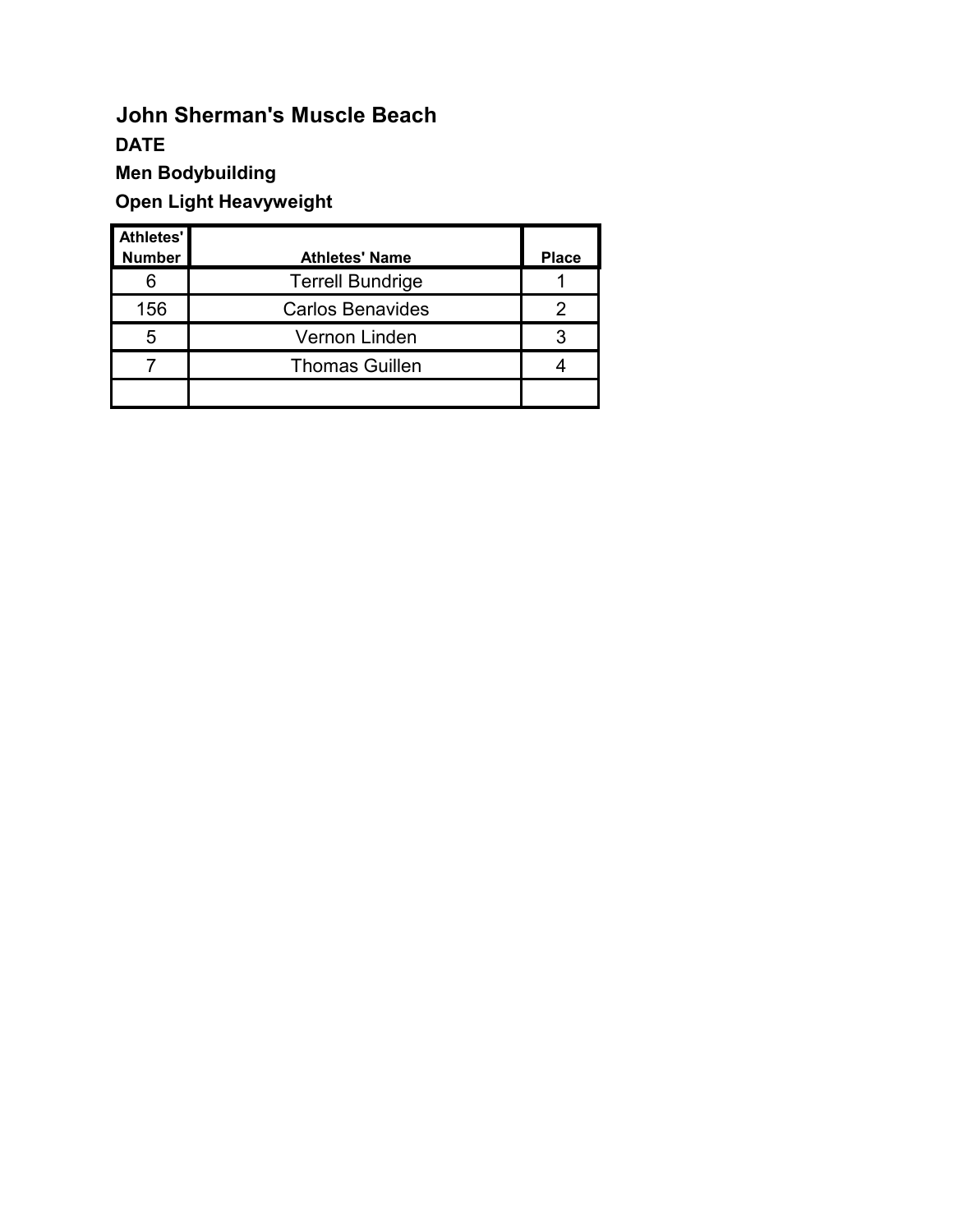## John Sherman's Muscle Beach

**DATE**

**Men Bodybuilding**

**Open Light Heavyweight**

| Athletes' Number | Athletes' Name | Place |
|---|---|---|
| 6 | Terrell Bundrige | 1 |
| 156 | Carlos Benavides | 2 |
| 5 | Vernon Linden | 3 |
| 7 | Thomas Guillen | 4 |
| | | |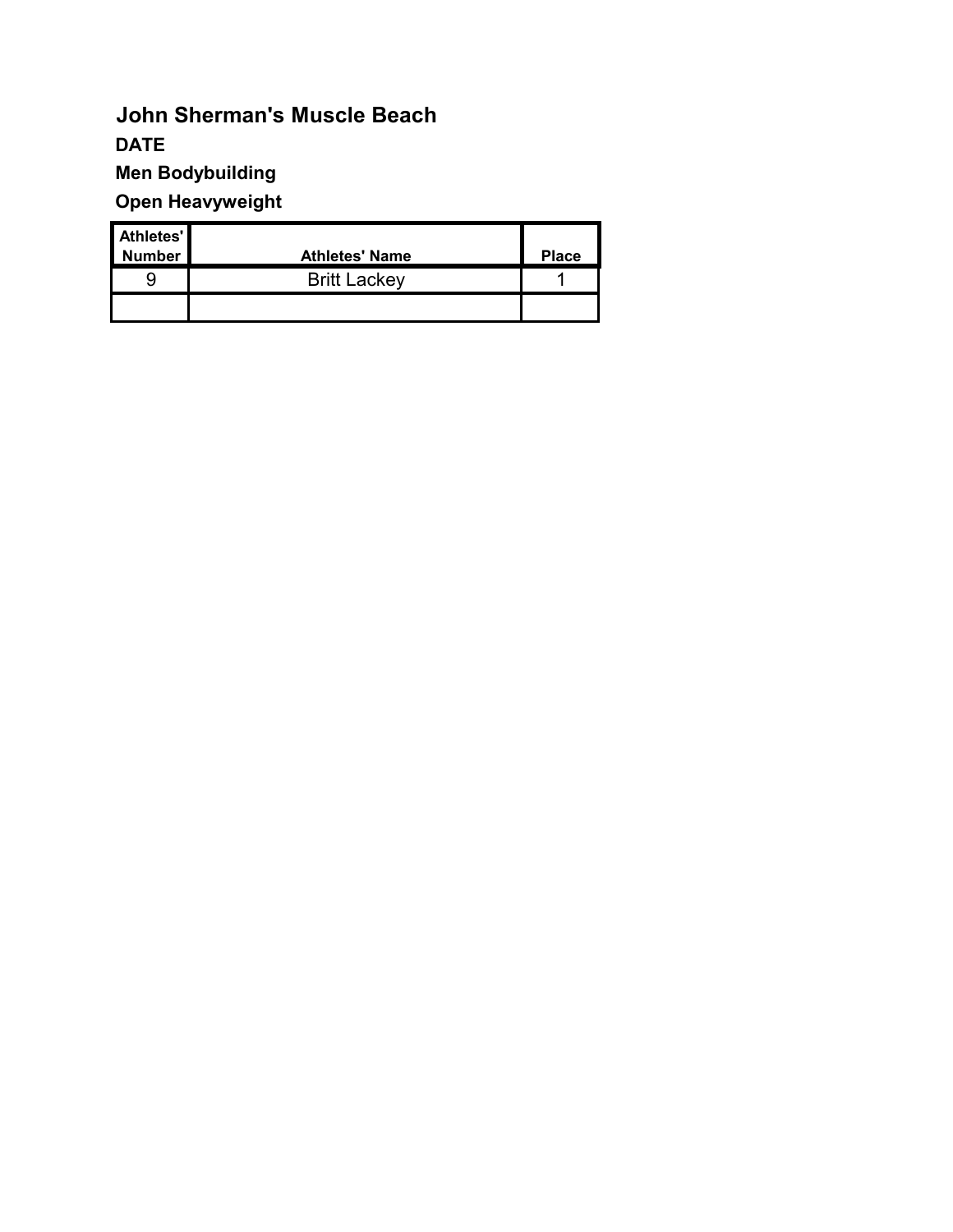## John Sherman's Muscle Beach

**DATE**

**Men Bodybuilding**

**Open Heavyweight**

| Athletes' Number | Athletes' Name | Place |
|---|---|---|
| 9 | Britt Lackey | 1 |
| | | |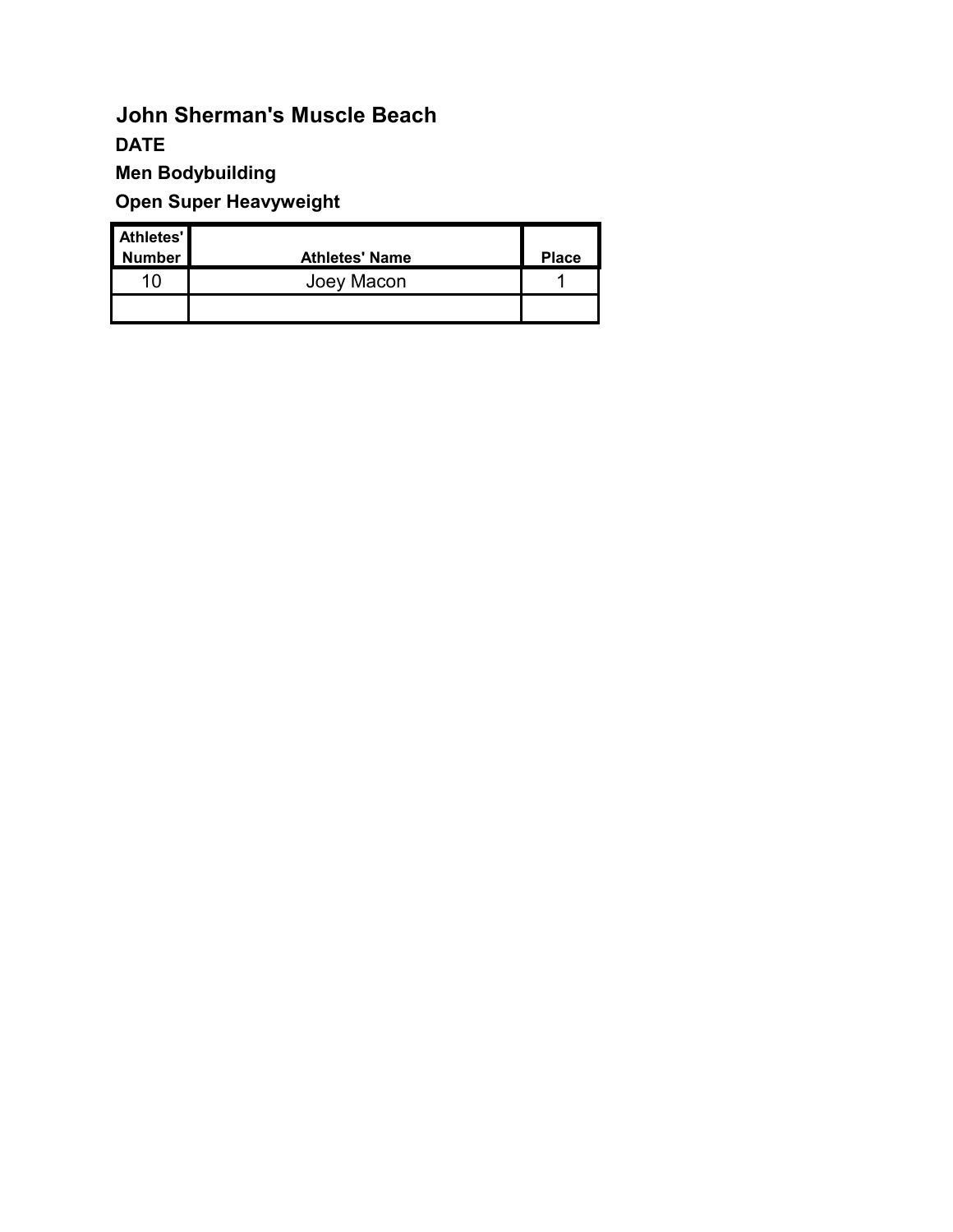# John Sherman's Muscle Beach

**DATE**

**Men Bodybuilding**

**Open Super Heavyweight**

| Athletes' Number | Athletes' Name | Place |
| --- | --- | --- |
| 10 | Joey Macon | 1 |
| | | |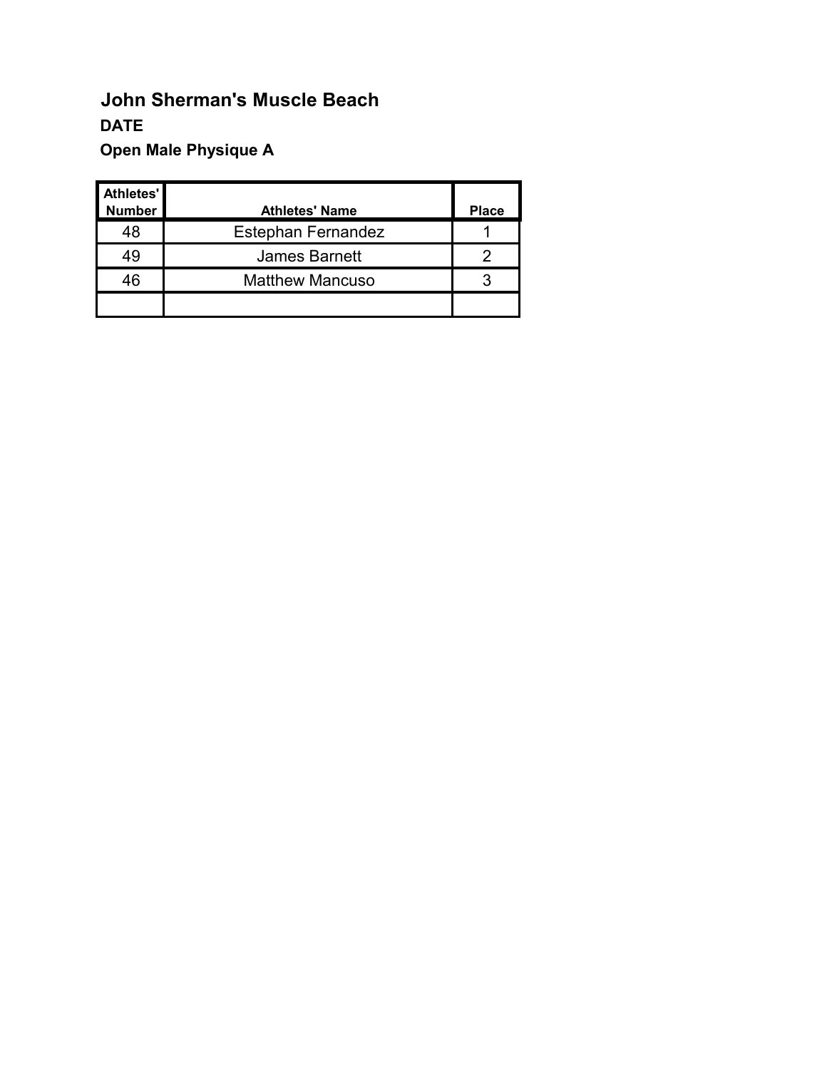## John Sherman's Muscle Beach

**DATE**

**Open Male Physique A**

| Athletes' Number | Athletes' Name | Place |
|---|---|---|
| 48 | Estephan Fernandez | 1 |
| 49 | James Barnett | 2 |
| 46 | Matthew Mancuso | 3 |
| | | |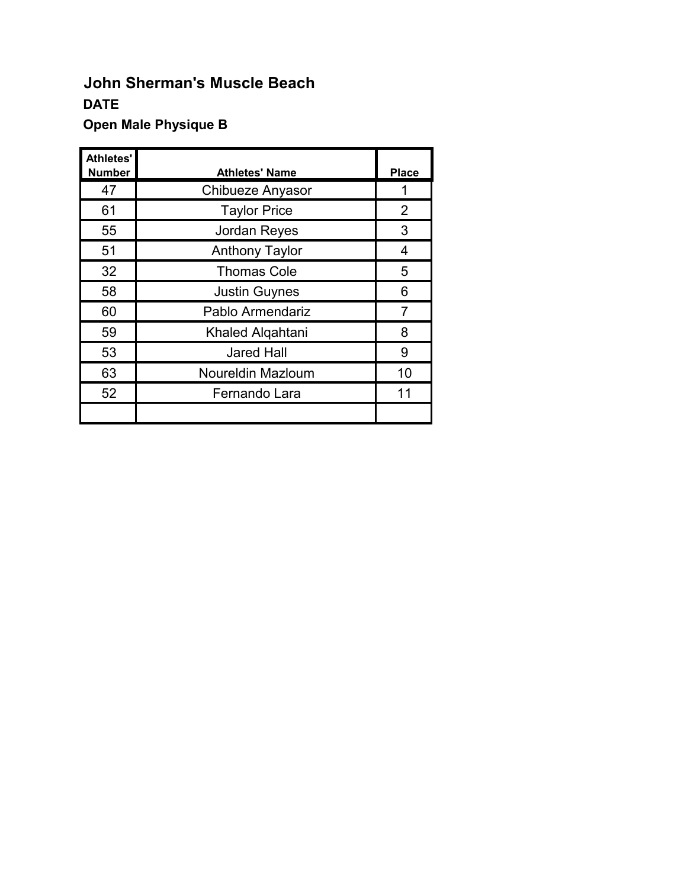# John Sherman's Muscle Beach

**DATE**

**Open Male Physique B**

| Athletes' Number | Athletes' Name | Place |
|---|---|---|
| 47 | Chibueze Anyasor | 1 |
| 61 | Taylor Price | 2 |
| 55 | Jordan Reyes | 3 |
| 51 | Anthony Taylor | 4 |
| 32 | Thomas Cole | 5 |
| 58 | Justin Guynes | 6 |
| 60 | Pablo Armendariz | 7 |
| 59 | Khaled Alqahtani | 8 |
| 53 | Jared Hall | 9 |
| 63 | Noureldin Mazloum | 10 |
| 52 | Fernando Lara | 11 |
| | | |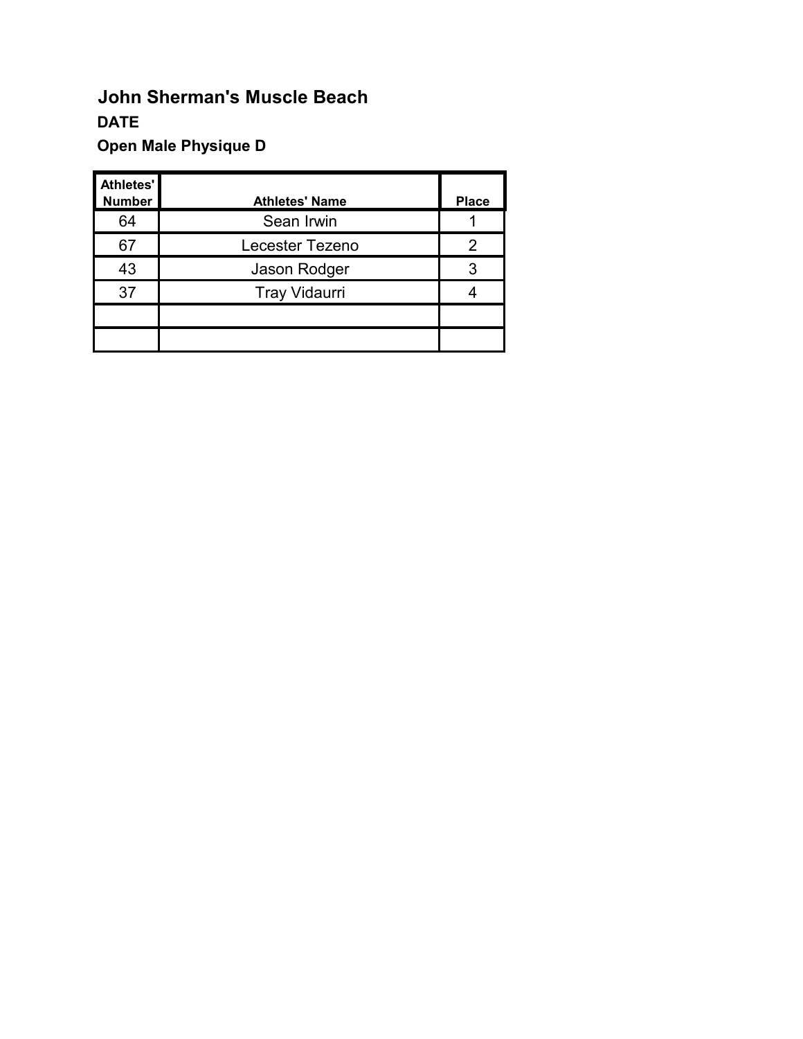## John Sherman's Muscle Beach

**DATE**

**Open Male Physique D**

| Athletes' Number | Athletes' Name | Place |
|---|---|---|
| 64 | Sean Irwin | 1 |
| 67 | Lecester Tezeno | 2 |
| 43 | Jason Rodger | 3 |
| 37 | Tray Vidaurri | 4 |
| | | |
| | | |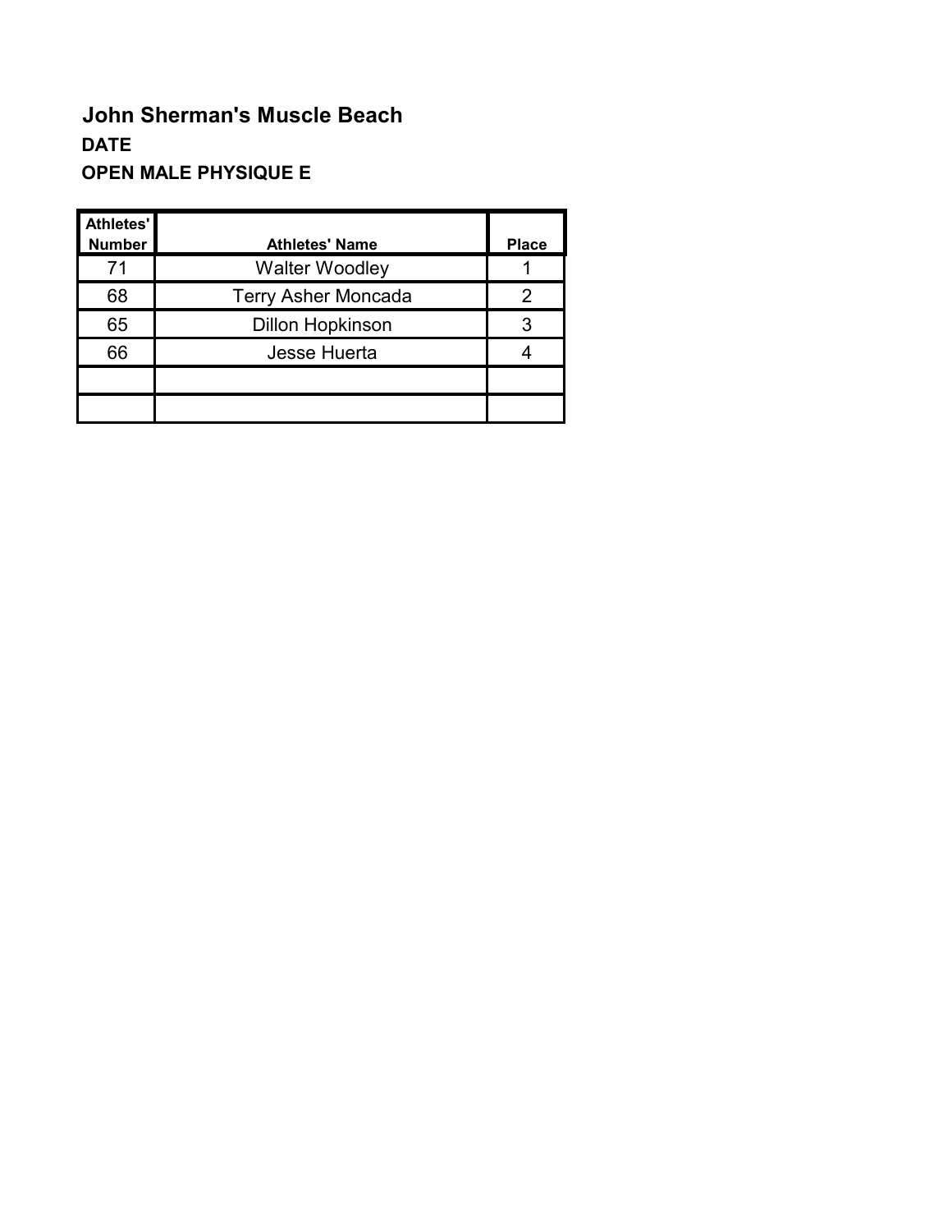# John Sherman's Muscle Beach

**DATE**

**OPEN MALE PHYSIQUE E**

| Athletes' Number | Athletes' Name | Place |
|---|---|---|
| 71 | Walter Woodley | 1 |
| 68 | Terry Asher Moncada | 2 |
| 65 | Dillon Hopkinson | 3 |
| 66 | Jesse Huerta | 4 |
| | | |
| | | |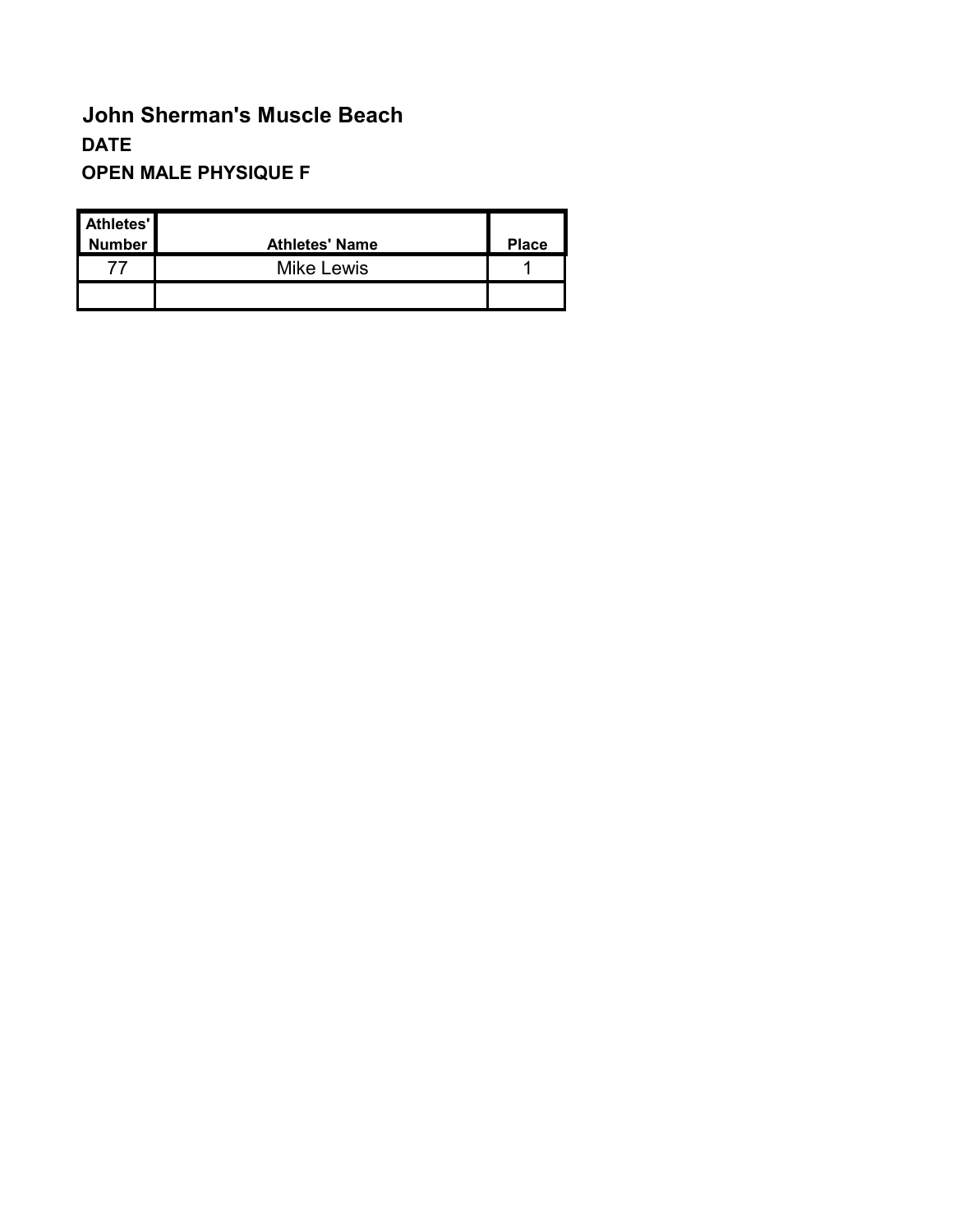## John Sherman's Muscle Beach

**DATE**

**OPEN MALE PHYSIQUE F**

| Athletes' Number | Athletes' Name | Place |
|---|---|---|
| 77 | Mike Lewis | 1 |
| | | |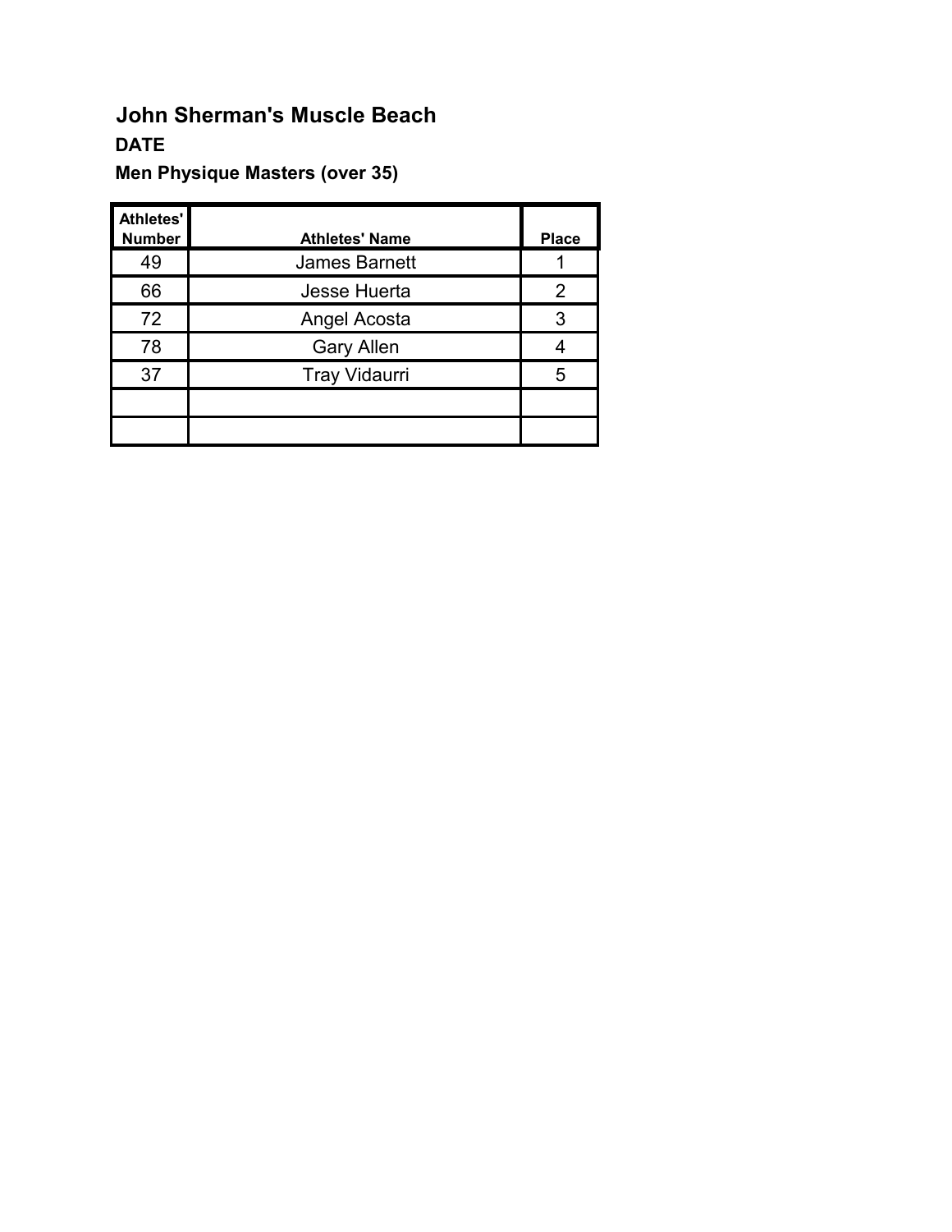## John Sherman's Muscle Beach

**DATE**

**Men Physique Masters (over 35)**

| Athletes' Number | Athletes' Name | Place |
|---|---|---|
| 49 | James Barnett | 1 |
| 66 | Jesse Huerta | 2 |
| 72 | Angel Acosta | 3 |
| 78 | Gary Allen | 4 |
| 37 | Tray Vidaurri | 5 |
| | | |
| | | |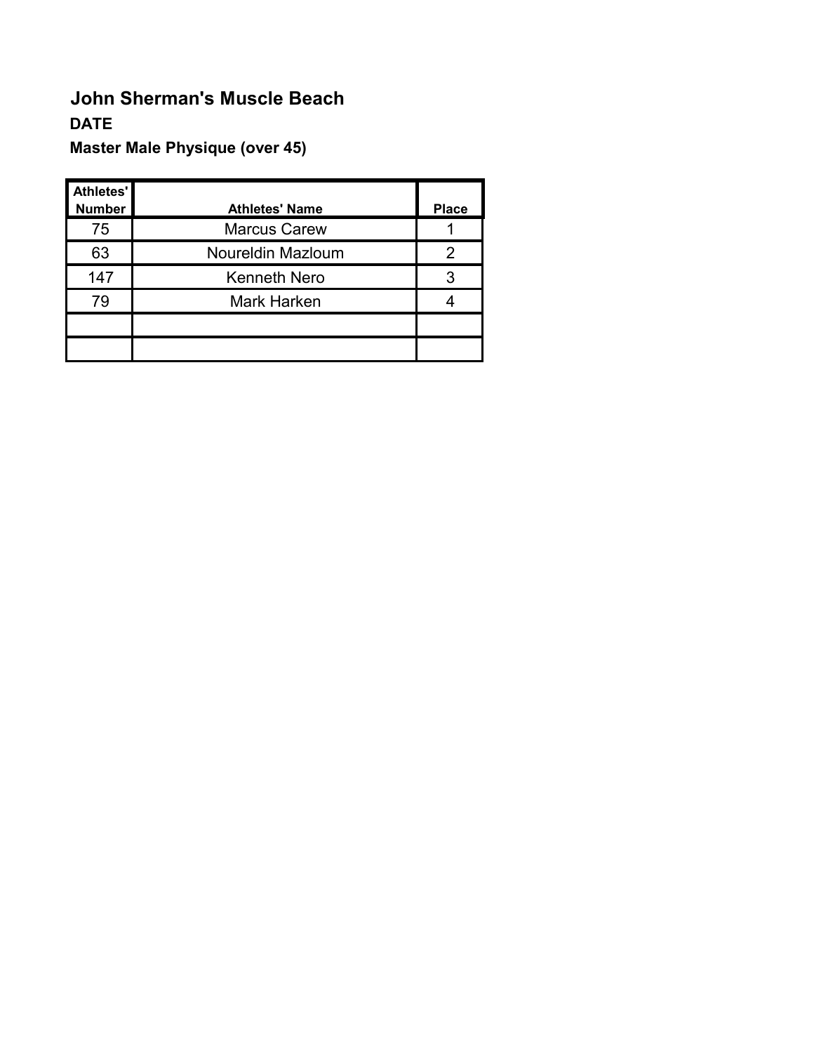# John Sherman's Muscle Beach

**DATE**

**Master Male Physique (over 45)**

| Athletes' Number | Athletes' Name | Place |
|---|---|---|
| 75 | Marcus Carew | 1 |
| 63 | Noureldin Mazloum | 2 |
| 147 | Kenneth Nero | 3 |
| 79 | Mark Harken | 4 |
| | | |
| | | |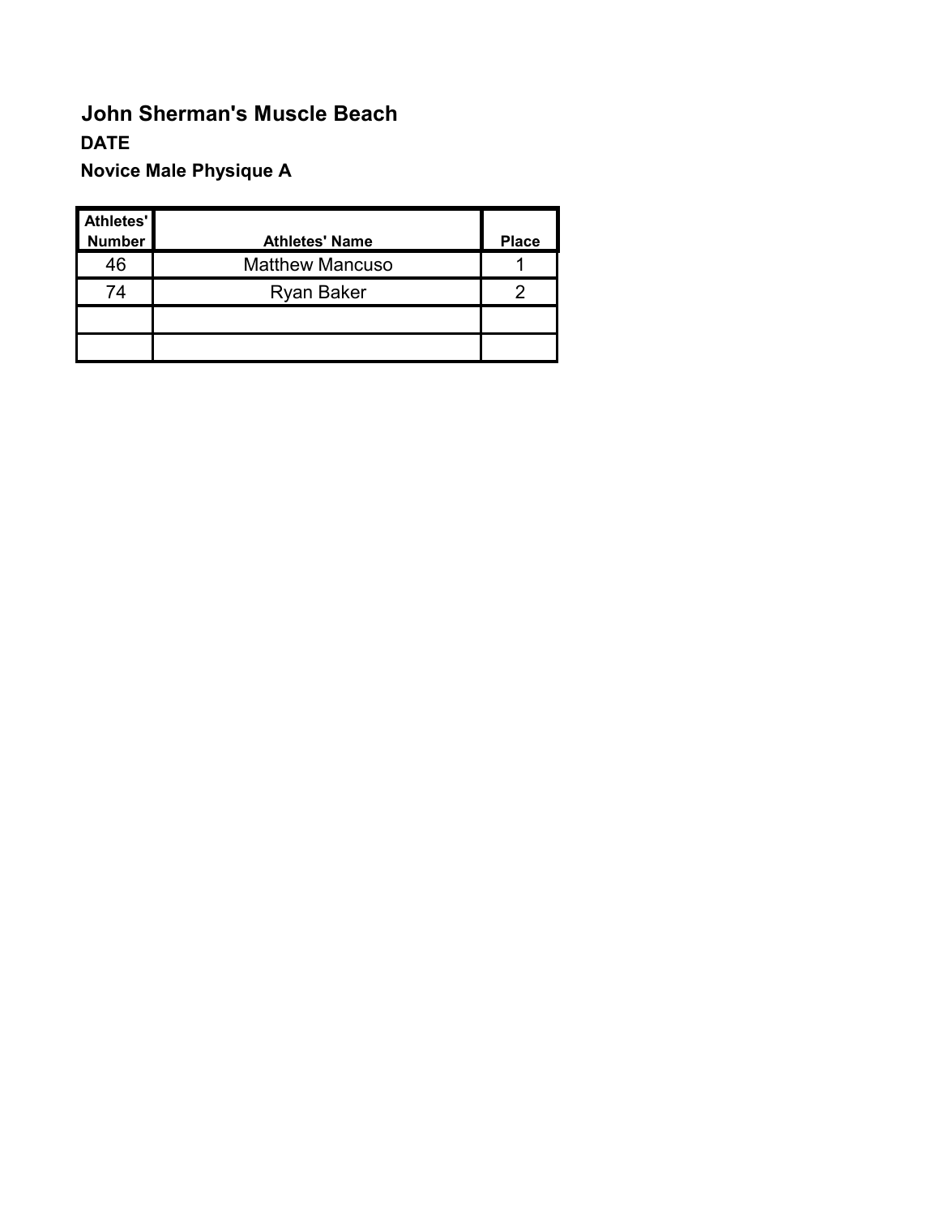# John Sherman's Muscle Beach

**DATE**

**Novice Male Physique A**

| Athletes' Number | Athletes' Name | Place |
|---|---|---|
| 46 | Matthew Mancuso | 1 |
| 74 | Ryan Baker | 2 |
| | | |
| | | |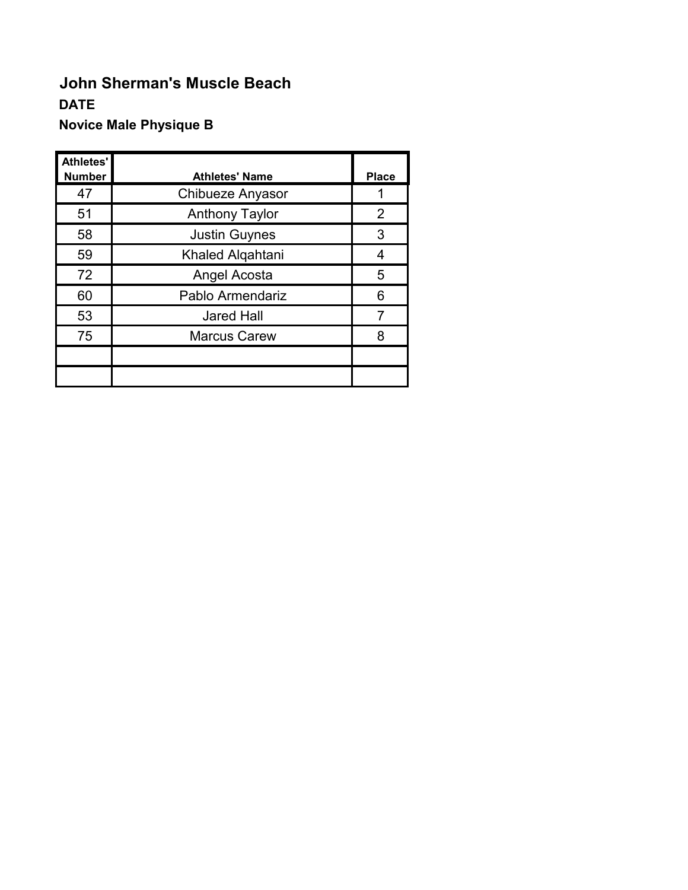# John Sherman's Muscle Beach

**DATE**

**Novice Male Physique B**

| Athletes' Number | Athletes' Name | Place |
|---|---|---|
| 47 | Chibueze Anyasor | 1 |
| 51 | Anthony Taylor | 2 |
| 58 | Justin Guynes | 3 |
| 59 | Khaled Alqahtani | 4 |
| 72 | Angel Acosta | 5 |
| 60 | Pablo Armendariz | 6 |
| 53 | Jared Hall | 7 |
| 75 | Marcus Carew | 8 |
| | | |
| | | |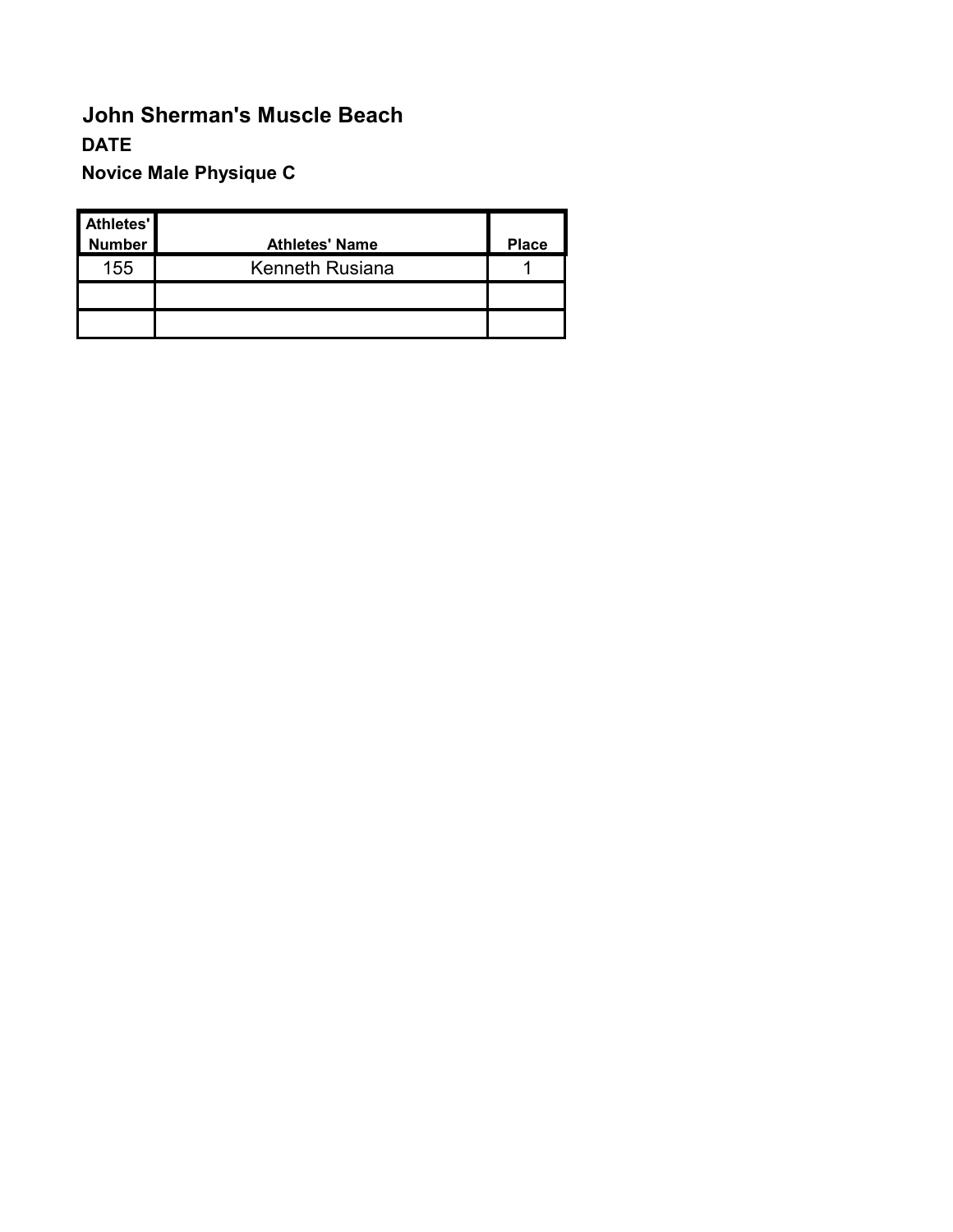# John Sherman's Muscle Beach

**DATE**

**Novice Male Physique C**

| Athletes' Number | Athletes' Name | Place |
|---|---|---|
| 155 | Kenneth Rusiana | 1 |
| | | |
| | | |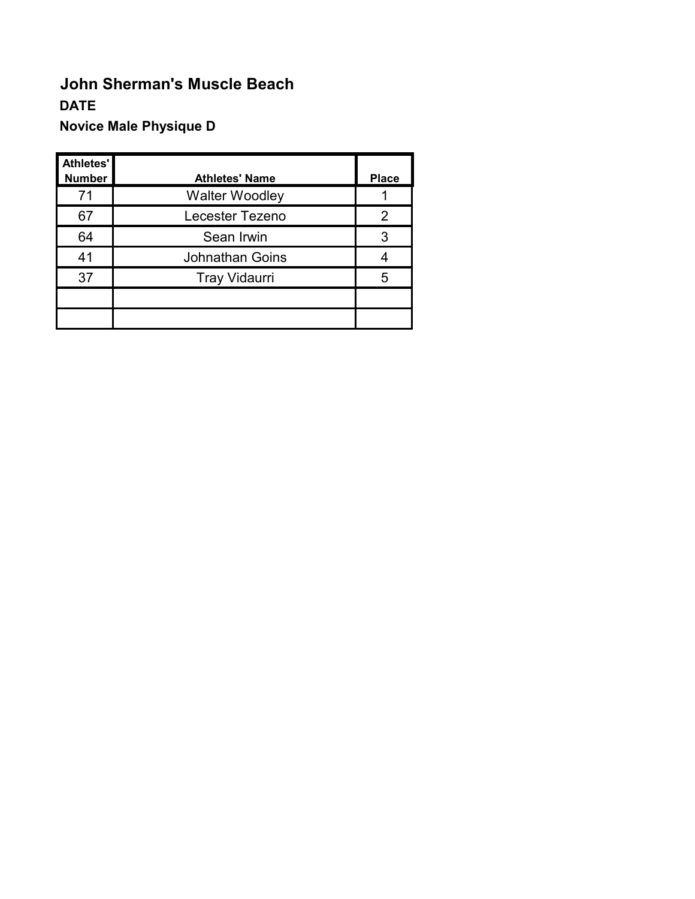**John Sherman's Muscle Beach**

**DATE**

**Novice Male Physique D**

| Athletes' Number | Athletes' Name | Place |
|---|---|---|
| 71 | Walter Woodley | 1 |
| 67 | Lecester Tezeno | 2 |
| 64 | Sean Irwin | 3 |
| 41 | Johnathan Goins | 4 |
| 37 | Tray Vidaurri | 5 |
| | | |
| | | |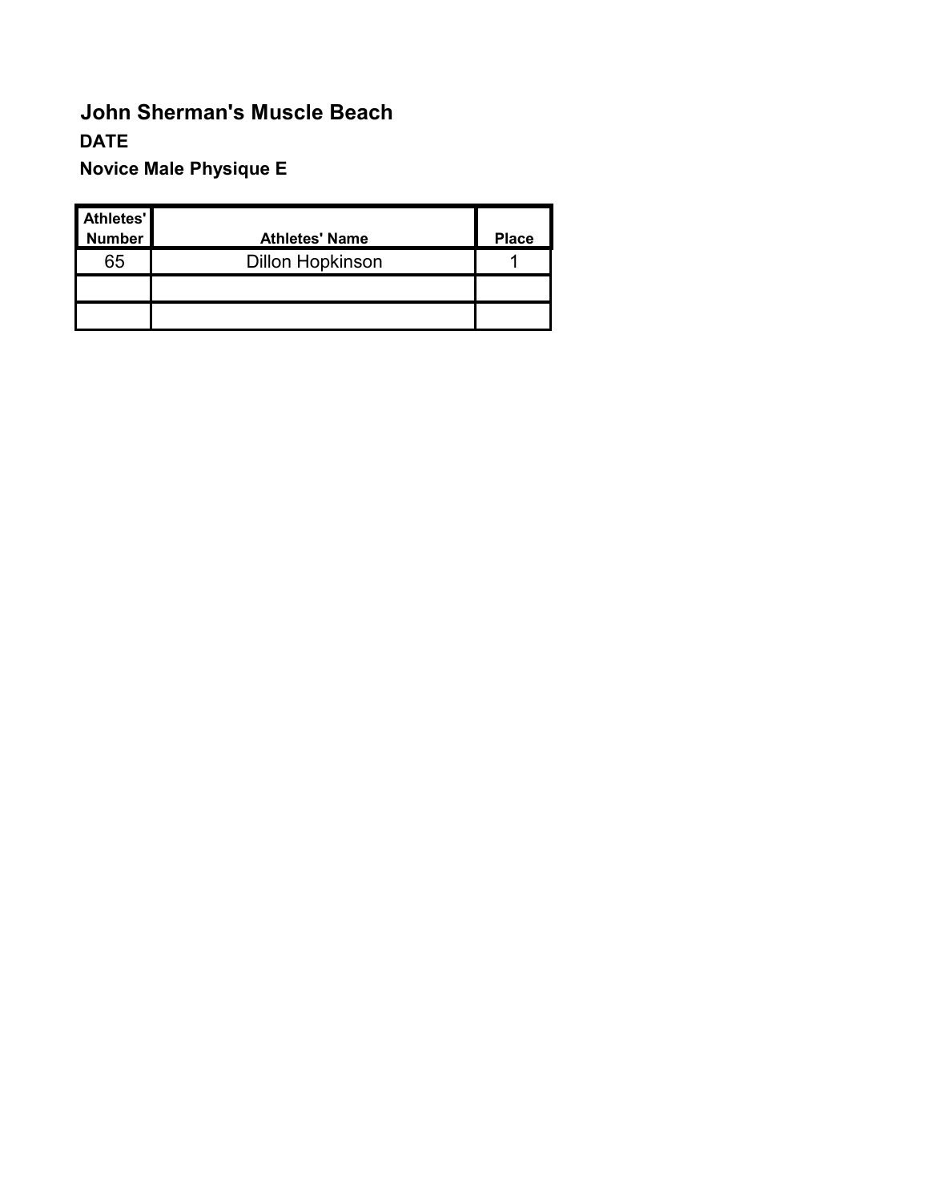# John Sherman's Muscle Beach

**DATE**

**Novice Male Physique E**

| Athletes' Number | Athletes' Name | Place |
|---|---|---|
| 65 | Dillon Hopkinson | 1 |
| | | |
| | | |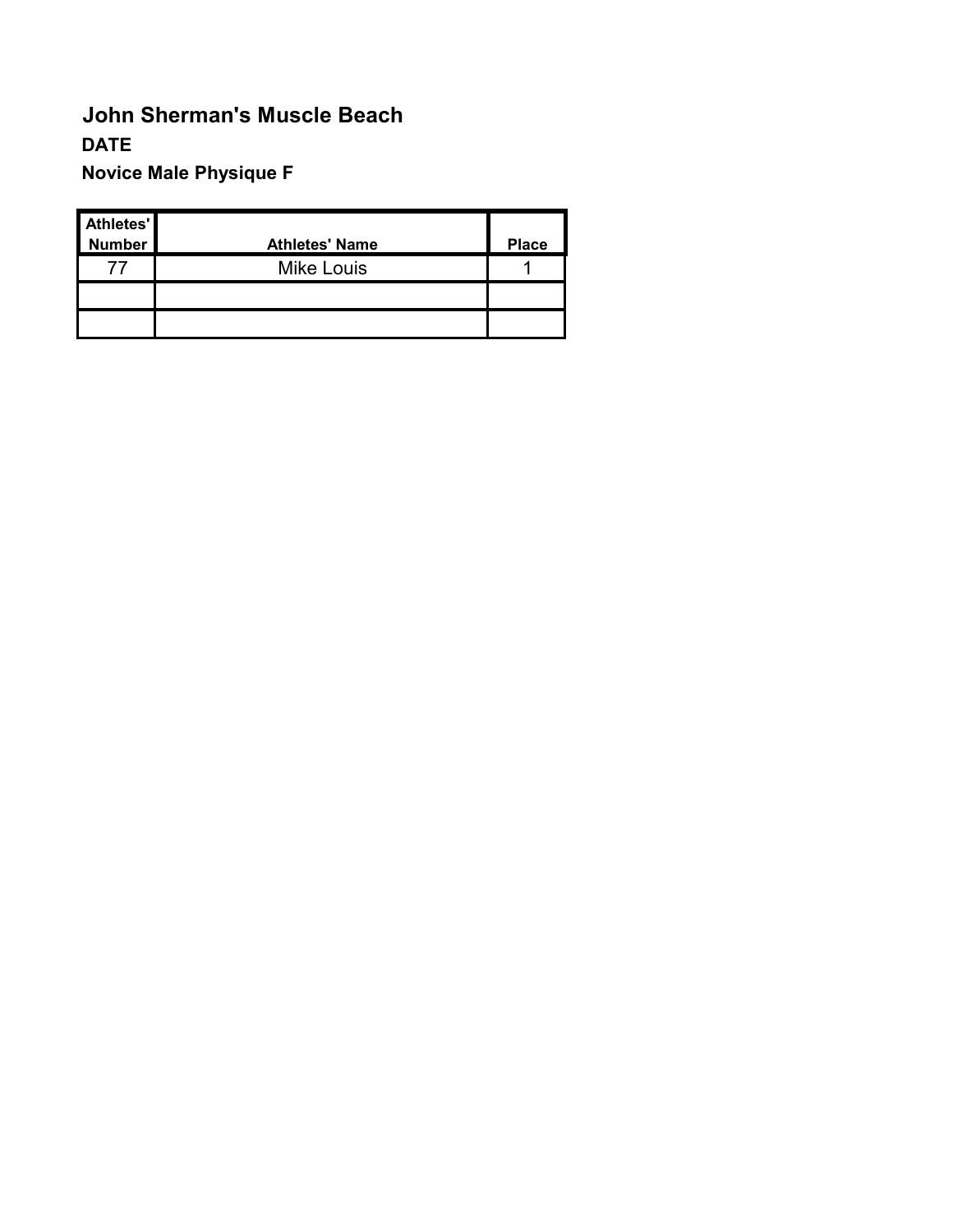## John Sherman's Muscle Beach

**DATE**

**Novice Male Physique F**

| Athletes' Number | Athletes' Name | Place |
|---|---|---|
| 77 | Mike Louis | 1 |
| | | |
| | | |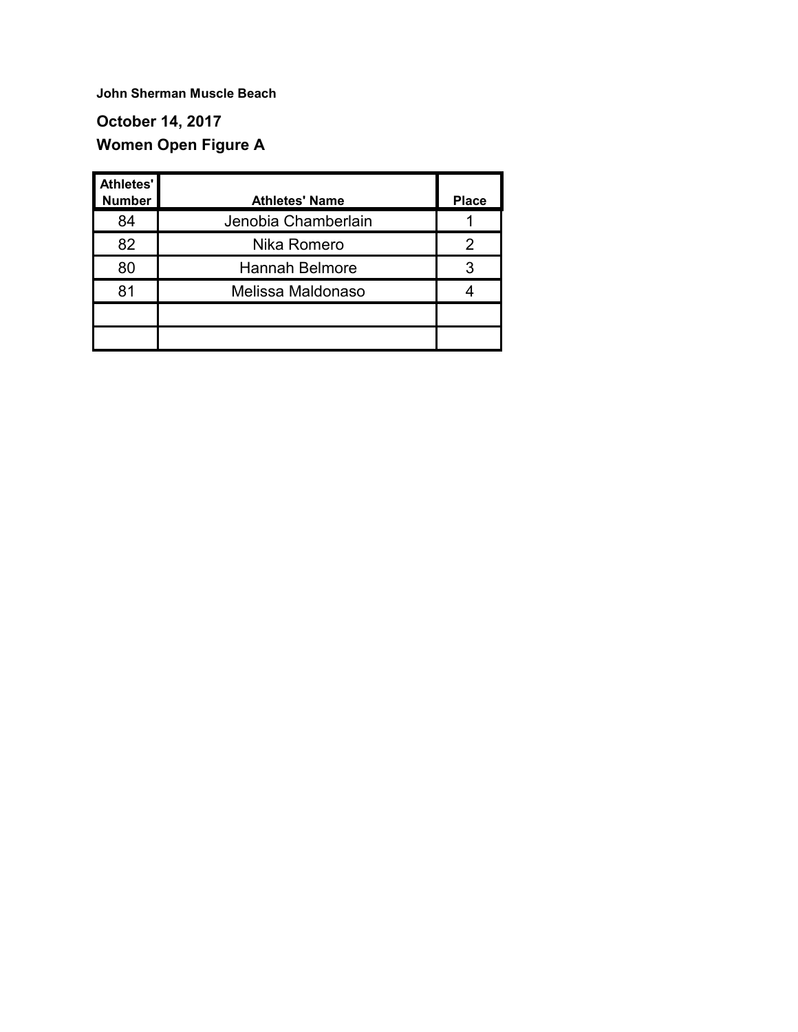**John Sherman Muscle Beach**

**October 14, 2017**

**Women Open Figure A**

| Athletes' Number | Athletes' Name | Place |
|---|---|---|
| 84 | Jenobia Chamberlain | 1 |
| 82 | Nika Romero | 2 |
| 80 | Hannah Belmore | 3 |
| 81 | Melissa Maldonaso | 4 |
| | | |
| | | |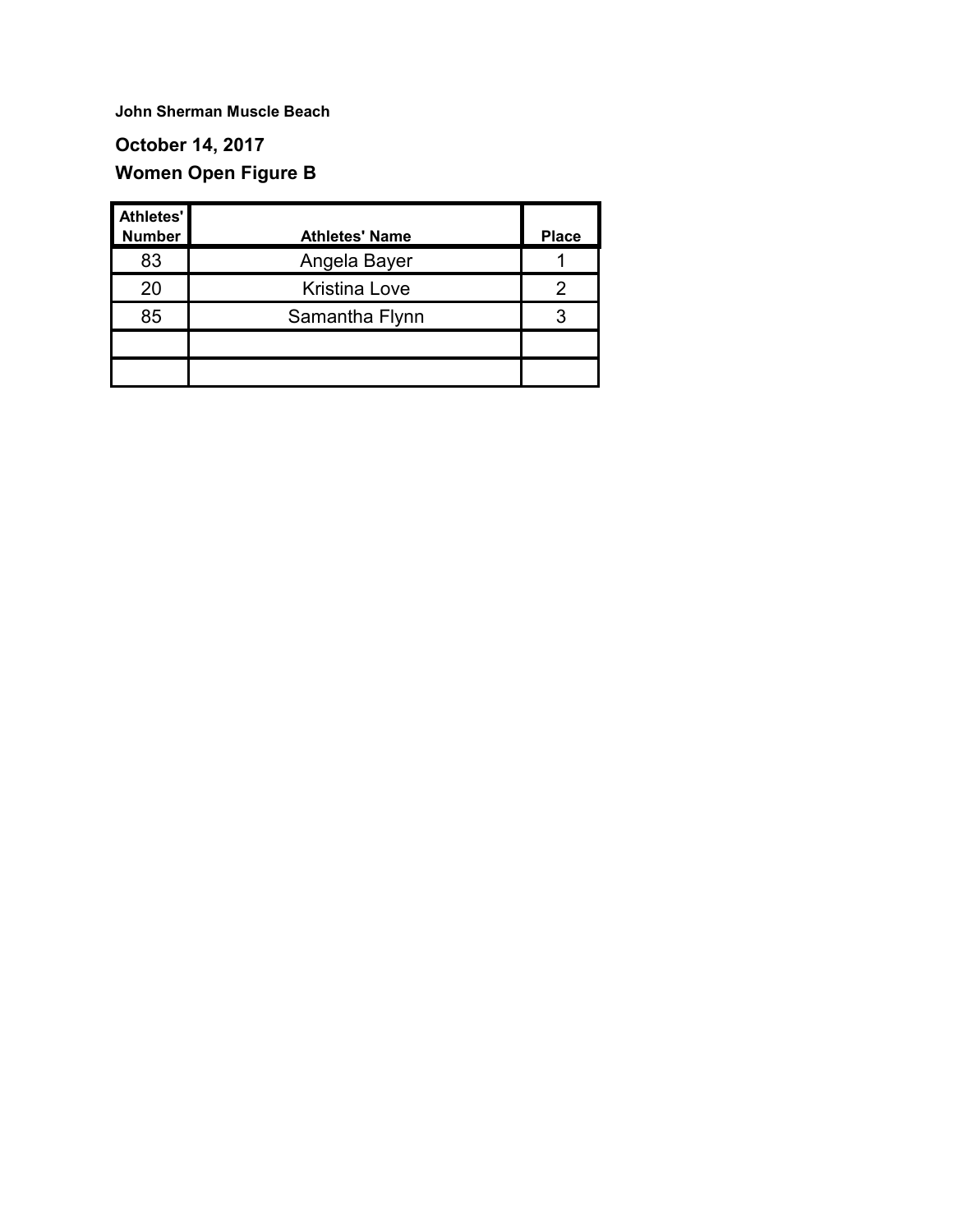**John Sherman Muscle Beach**

## October 14, 2017

## Women Open Figure B

| Athletes' Number | Athletes' Name | Place |
|---|---|---|
| 83 | Angela Bayer | 1 |
| 20 | Kristina Love | 2 |
| 85 | Samantha Flynn | 3 |
| | | |
| | | |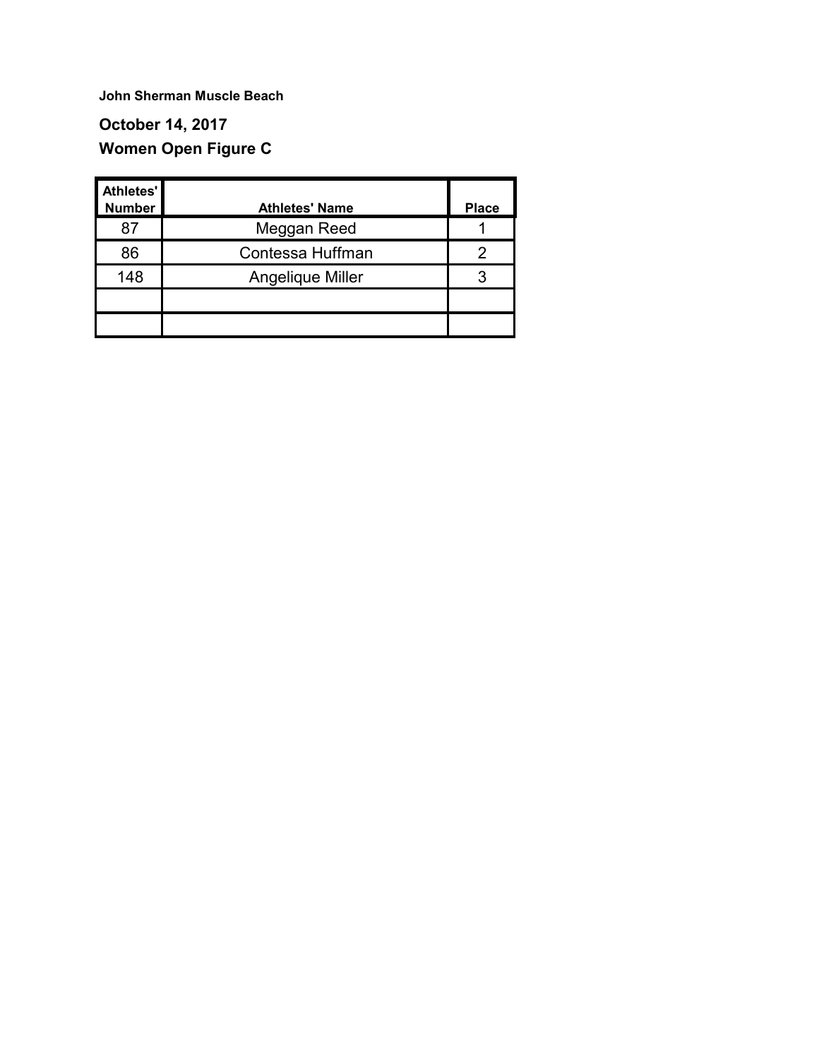**John Sherman Muscle Beach**

**October 14, 2017**

**Women Open Figure C**

| Athletes' Number | Athletes' Name | Place |
|---|---|---|
| 87 | Meggan Reed | 1 |
| 86 | Contessa Huffman | 2 |
| 148 | Angelique Miller | 3 |
| | | |
| | | |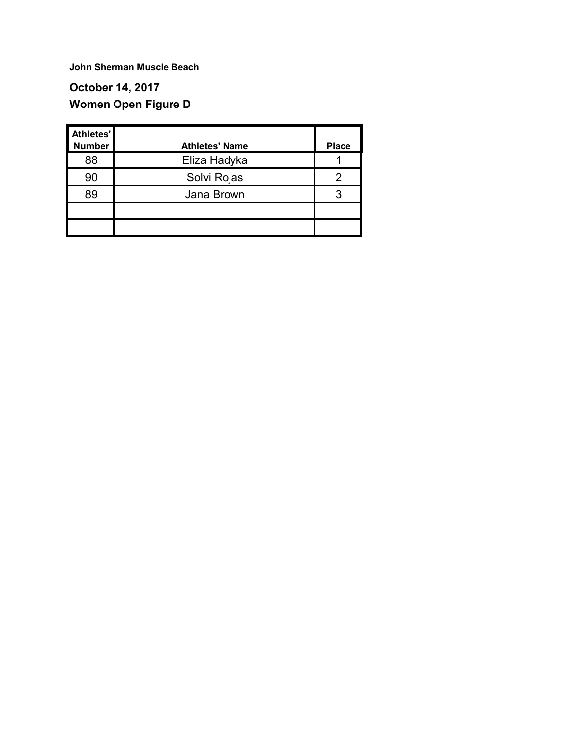**John Sherman Muscle Beach**

**October 14, 2017**

**Women Open Figure D**

| Athletes' Number | Athletes' Name | Place |
|---|---|---|
| 88 | Eliza Hadyka | 1 |
| 90 | Solvi Rojas | 2 |
| 89 | Jana Brown | 3 |
| | | |
| | | |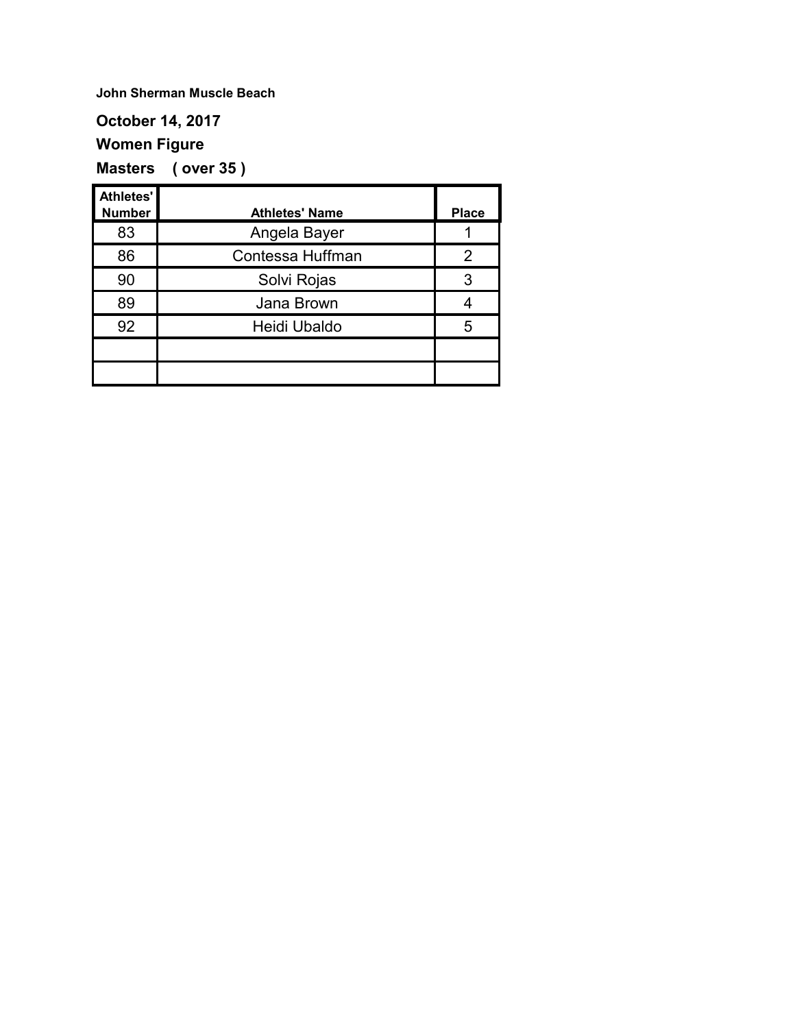**John Sherman Muscle Beach**

**October 14, 2017**

**Women Figure**

**Masters ( over 35 )**

| Athletes' Number | Athletes' Name | Place |
|---|---|---|
| 83 | Angela Bayer | 1 |
| 86 | Contessa Huffman | 2 |
| 90 | Solvi Rojas | 3 |
| 89 | Jana Brown | 4 |
| 92 | Heidi Ubaldo | 5 |
| | | |
| | | |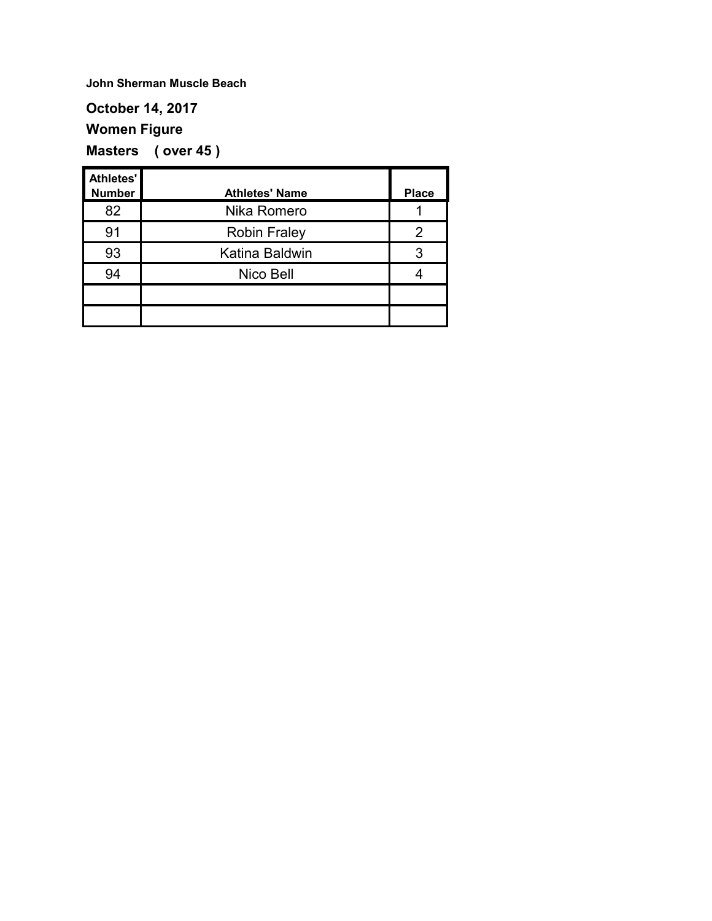**John Sherman Muscle Beach**

**October 14, 2017**

**Women Figure**

**Masters ( over 45 )**

| Athletes' Number | Athletes' Name | Place |
|---|---|---|
| 82 | Nika Romero | 1 |
| 91 | Robin Fraley | 2 |
| 93 | Katina Baldwin | 3 |
| 94 | Nico Bell | 4 |
| | | |
| | | |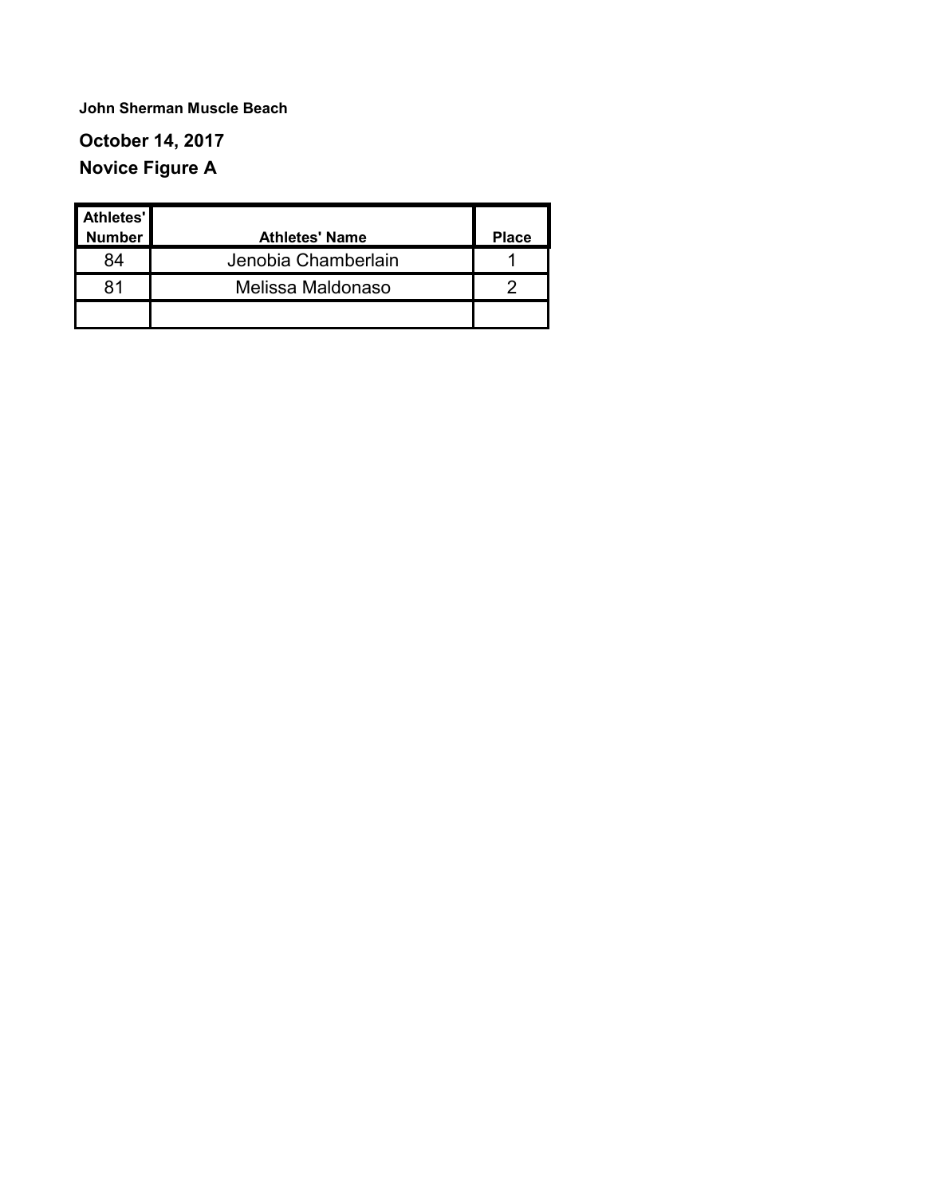**John Sherman Muscle Beach**

**October 14, 2017**

**Novice Figure A**

| Athletes' Number | Athletes' Name | Place |
|---|---|---|
| 84 | Jenobia Chamberlain | 1 |
| 81 | Melissa Maldonaso | 2 |
| | | |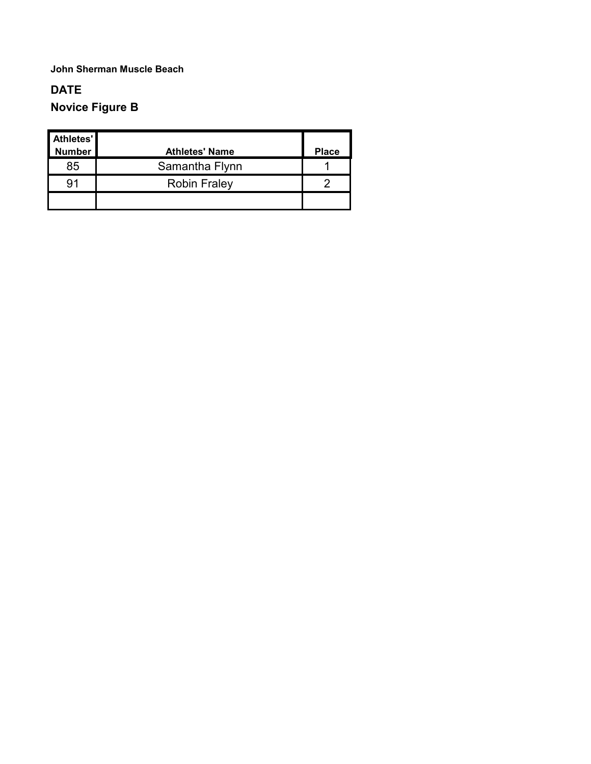**John Sherman Muscle Beach**

## DATE

## Novice Figure B

| Athletes' Number | Athletes' Name | Place |
|---|---|---|
| 85 | Samantha Flynn | 1 |
| 91 | Robin Fraley | 2 |
| | | |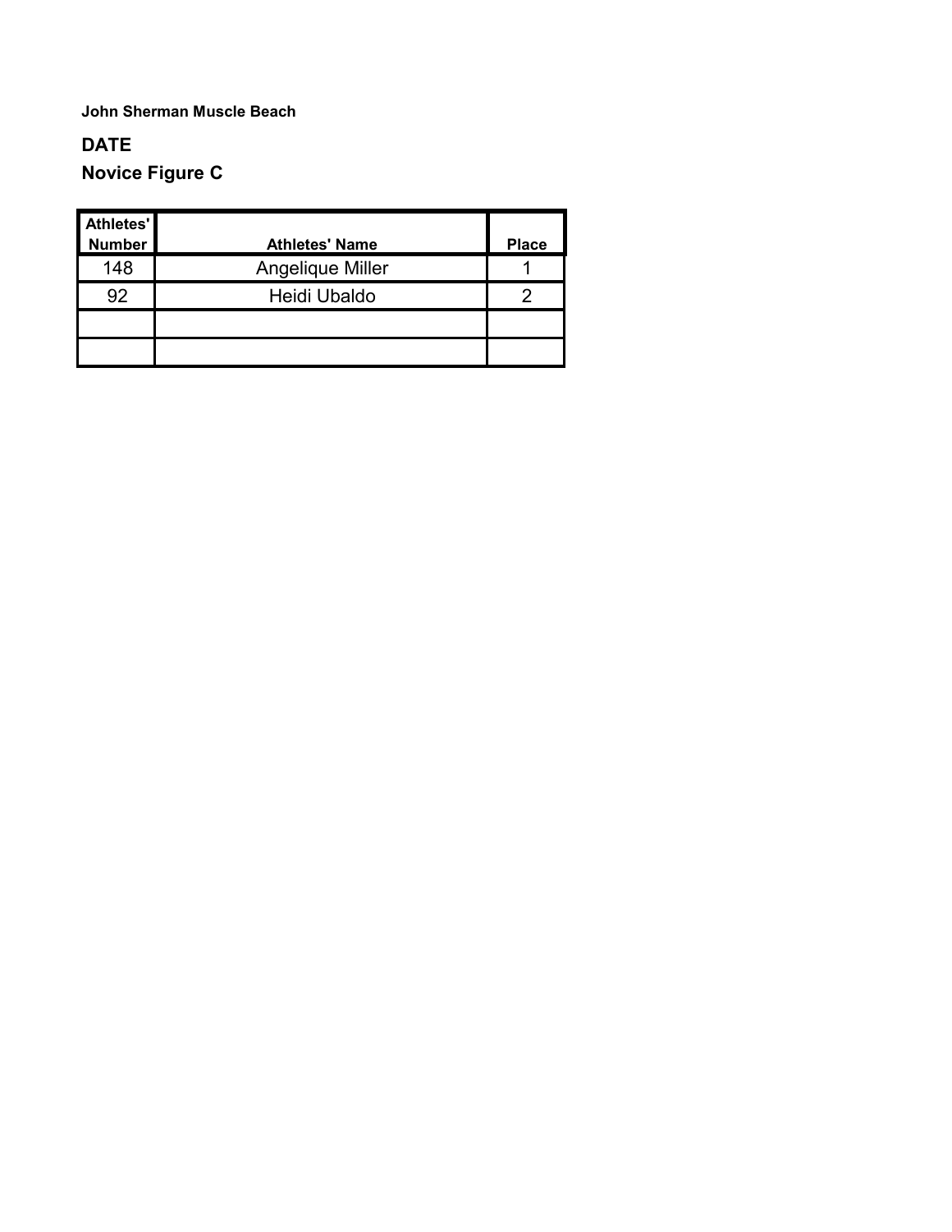**John Sherman Muscle Beach**

**DATE**

**Novice Figure C**

| Athletes' Number | Athletes' Name | Place |
|---|---|---|
| 148 | Angelique Miller | 1 |
| 92 | Heidi Ubaldo | 2 |
| | | |
| | | |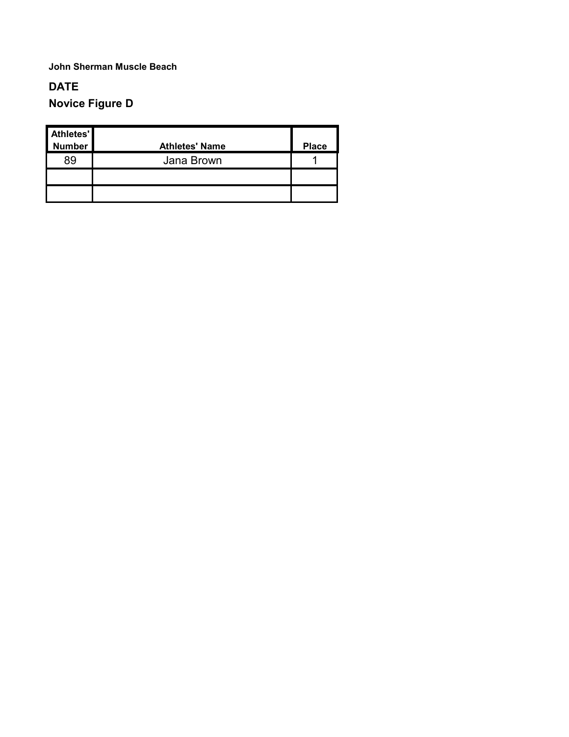**John Sherman Muscle Beach**

## DATE

## Novice Figure D

| Athletes' Number | Athletes' Name | Place |
|---|---|---|
| 89 | Jana Brown | 1 |
| | | |
| | | |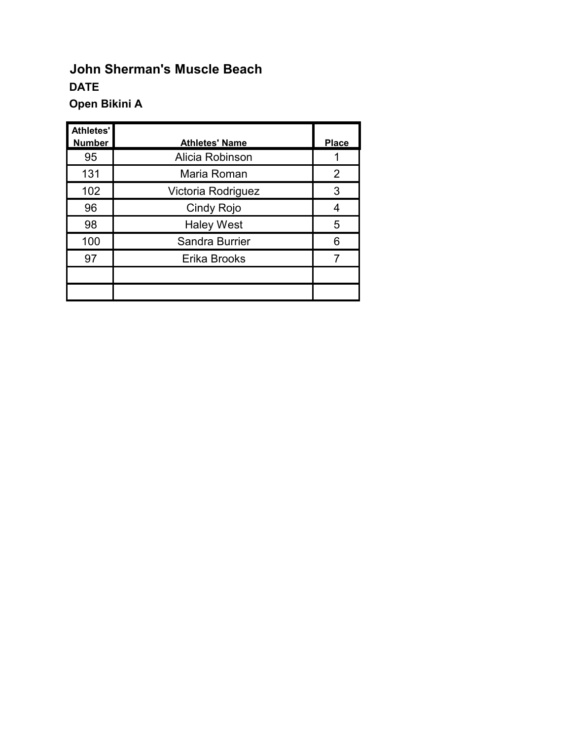**John Sherman's Muscle Beach**

**DATE**

**Open Bikini A**

| Athletes' Number | Athletes' Name | Place |
|---|---|---|
| 95 | Alicia Robinson | 1 |
| 131 | Maria Roman | 2 |
| 102 | Victoria Rodriguez | 3 |
| 96 | Cindy Rojo | 4 |
| 98 | Haley West | 5 |
| 100 | Sandra Burrier | 6 |
| 97 | Erika Brooks | 7 |
| | | |
| | | |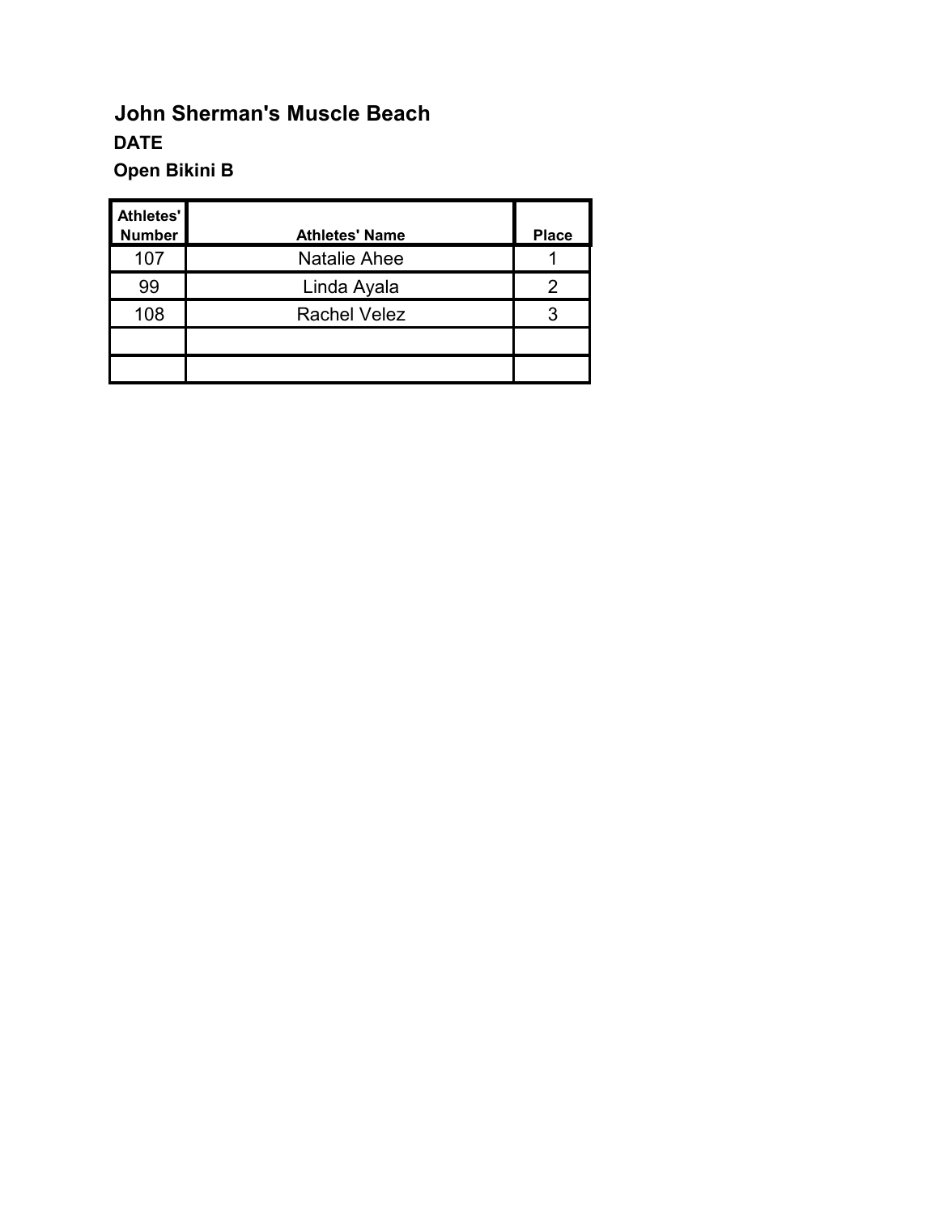**John Sherman's Muscle Beach**

**DATE**

**Open Bikini B**

| Athletes' Number | Athletes' Name | Place |
|---|---|---|
| 107 | Natalie Ahee | 1 |
| 99 | Linda Ayala | 2 |
| 108 | Rachel Velez | 3 |
| | | |
| | | |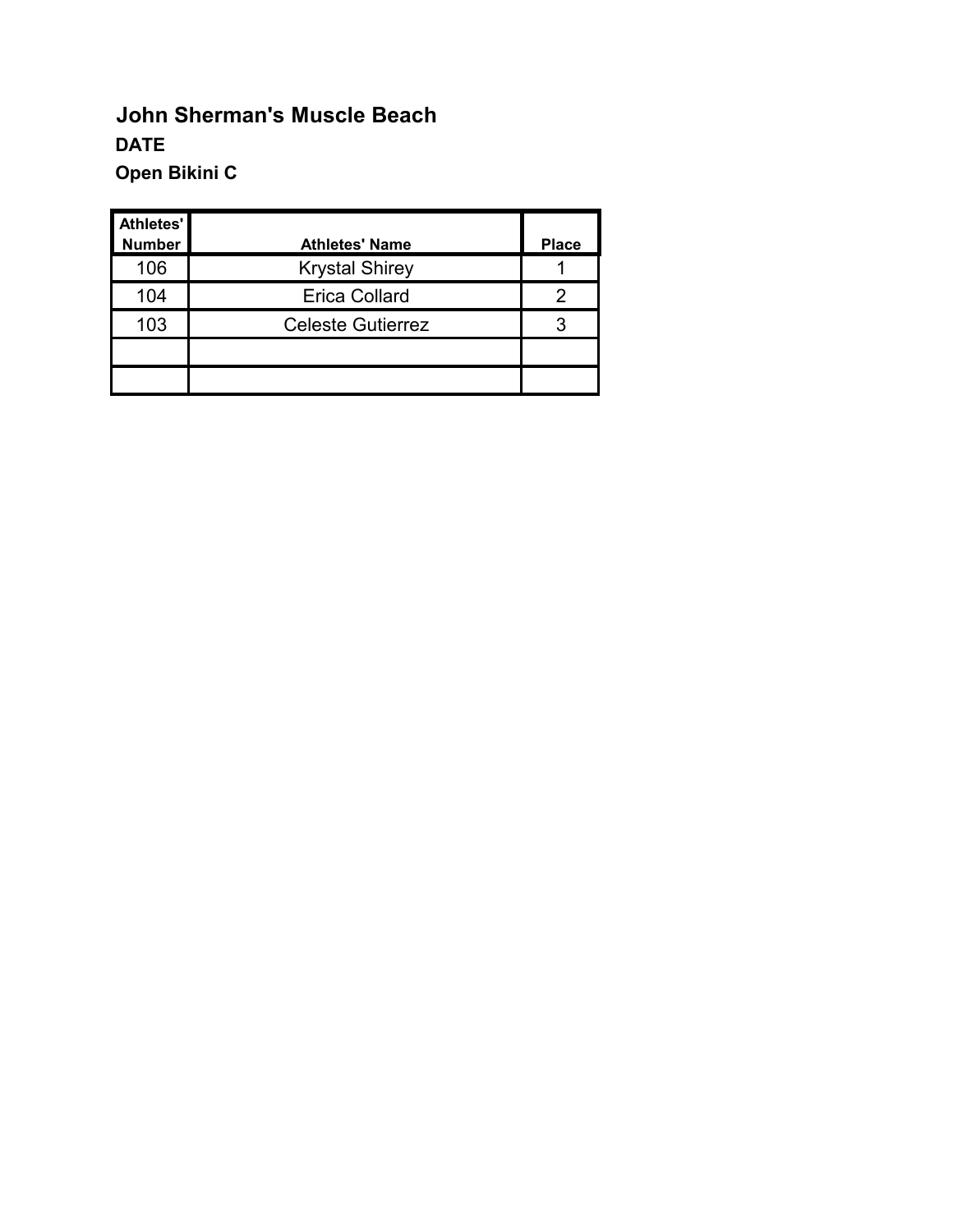**John Sherman's Muscle Beach**

**DATE**

**Open Bikini C**

| Athletes' Number | Athletes' Name | Place |
|---|---|---|
| 106 | Krystal Shirey | 1 |
| 104 | Erica Collard | 2 |
| 103 | Celeste Gutierrez | 3 |
| | | |
| | | |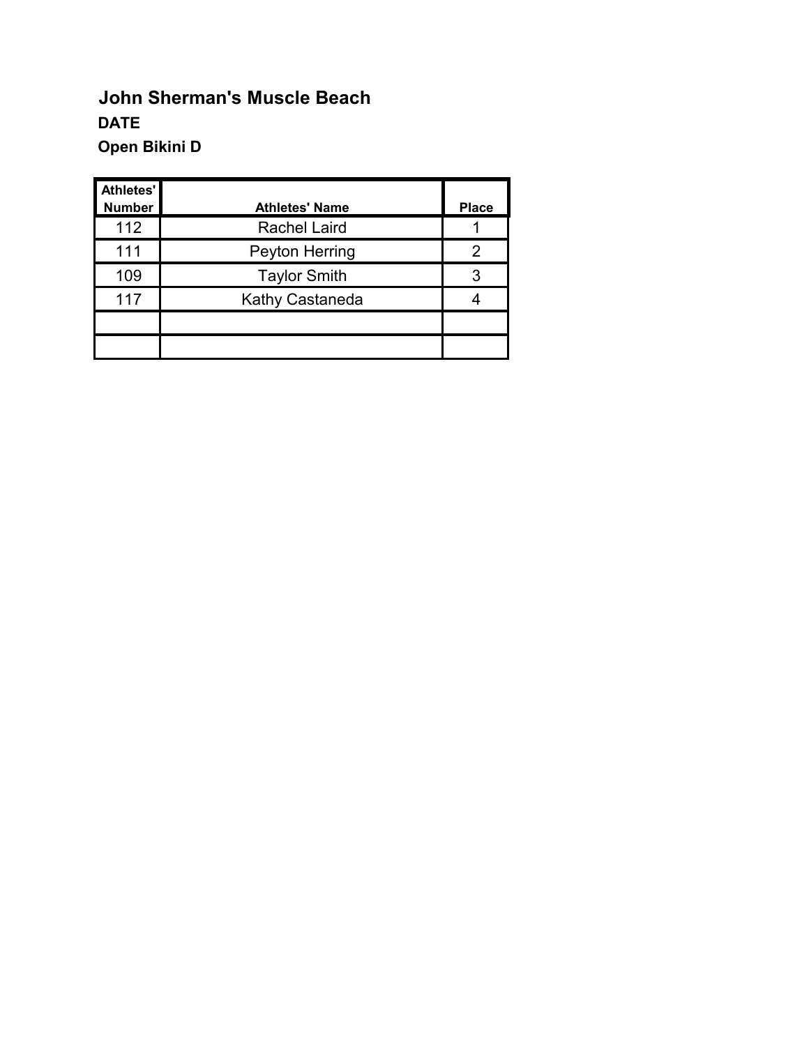**John Sherman's Muscle Beach**

**DATE**

**Open Bikini D**

| Athletes' Number | Athletes' Name | Place |
|---|---|---|
| 112 | Rachel Laird | 1 |
| 111 | Peyton Herring | 2 |
| 109 | Taylor Smith | 3 |
| 117 | Kathy Castaneda | 4 |
| | | |
| | | |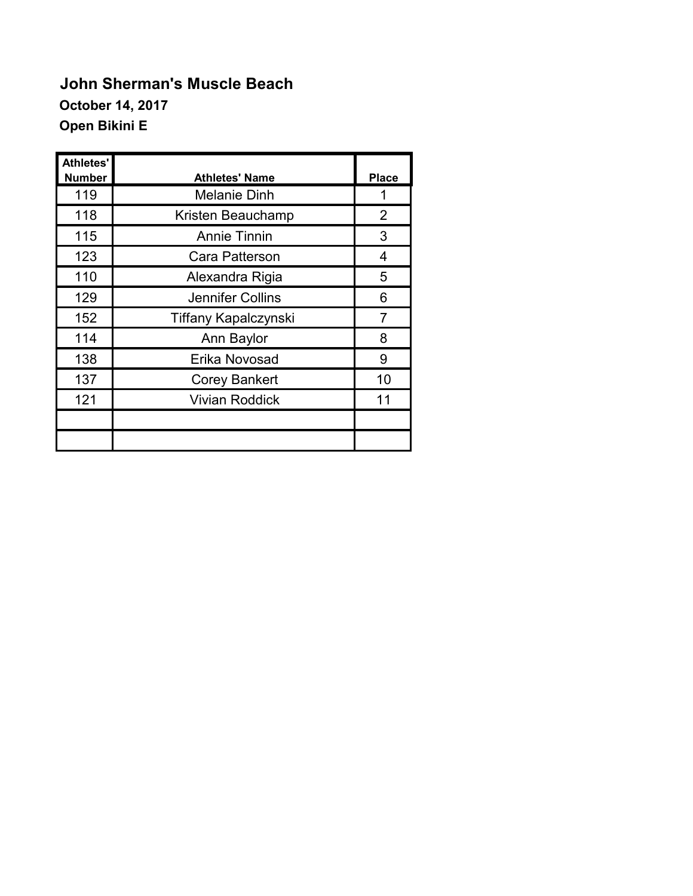## John Sherman's Muscle Beach

**October 14, 2017**

**Open Bikini E**

| Athletes' Number | Athletes' Name | Place |
|---|---|---|
| 119 | Melanie Dinh | 1 |
| 118 | Kristen Beauchamp | 2 |
| 115 | Annie Tinnin | 3 |
| 123 | Cara Patterson | 4 |
| 110 | Alexandra Rigia | 5 |
| 129 | Jennifer Collins | 6 |
| 152 | Tiffany Kapalczynski | 7 |
| 114 | Ann Baylor | 8 |
| 138 | Erika Novosad | 9 |
| 137 | Corey Bankert | 10 |
| 121 | Vivian Roddick | 11 |
| | | |
| | | |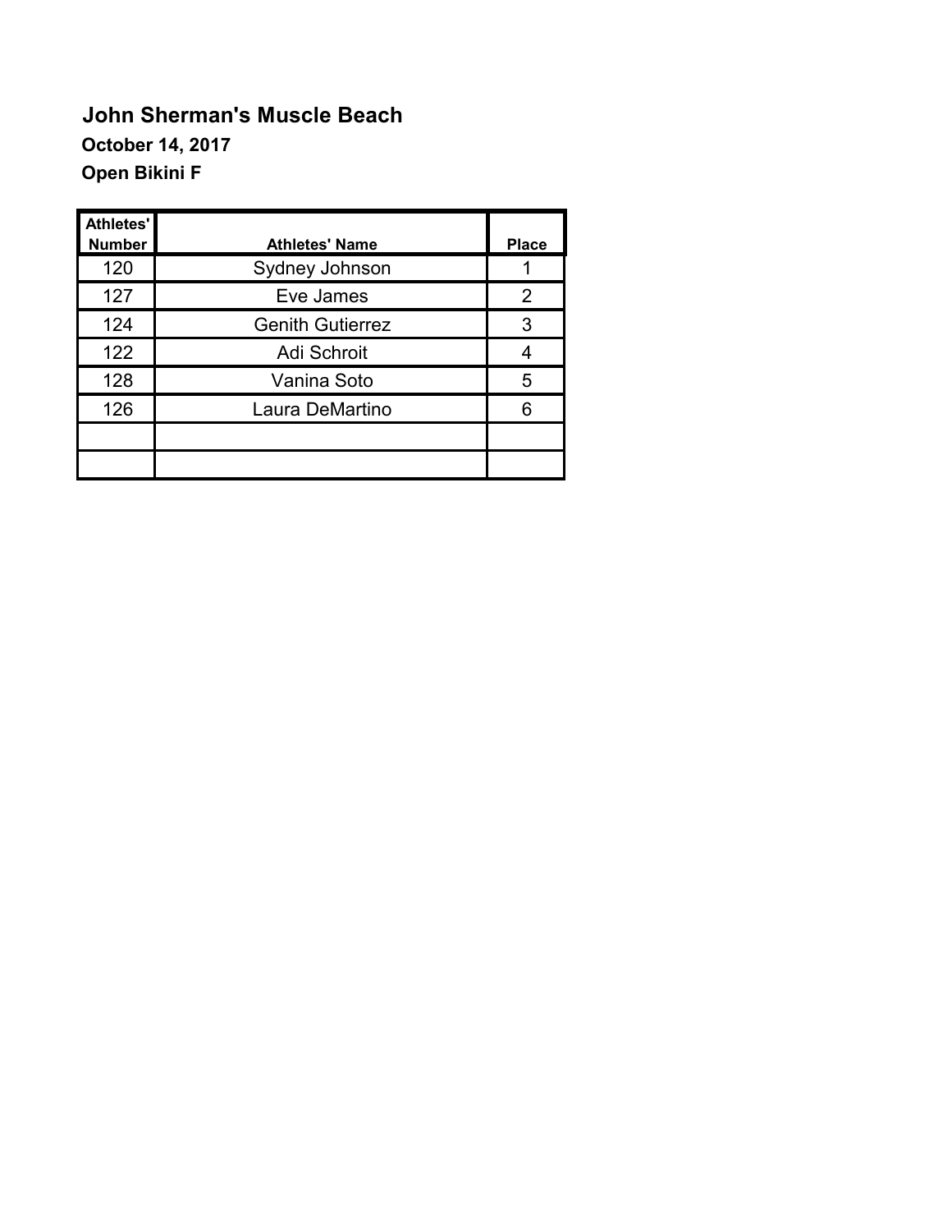**John Sherman's Muscle Beach**

**October 14, 2017**

**Open Bikini F**

| Athletes' Number | Athletes' Name | Place |
|---|---|---|
| 120 | Sydney Johnson | 1 |
| 127 | Eve James | 2 |
| 124 | Genith Gutierrez | 3 |
| 122 | Adi Schroit | 4 |
| 128 | Vanina Soto | 5 |
| 126 | Laura DeMartino | 6 |
| | | |
| | | |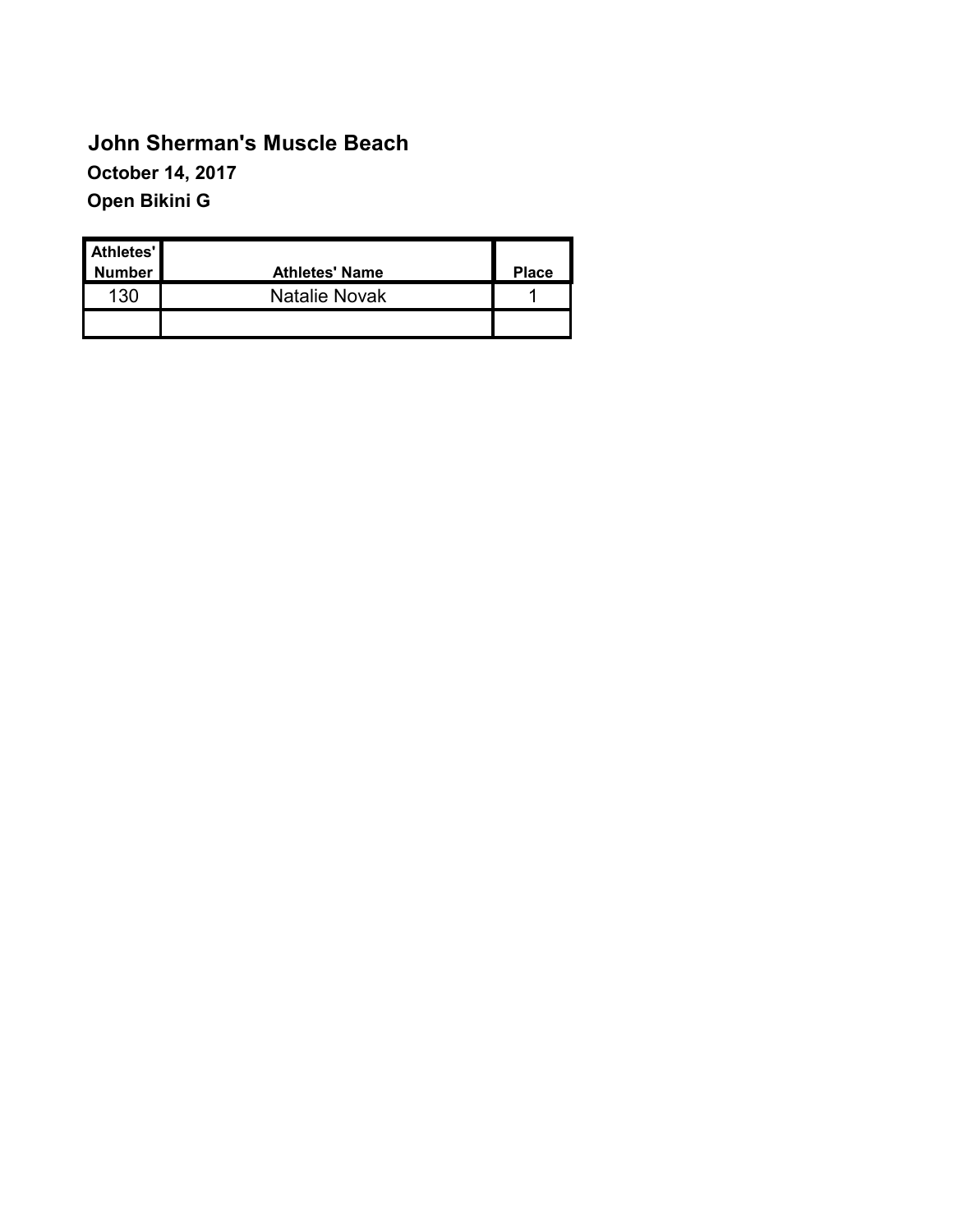# John Sherman's Muscle Beach

**October 14, 2017**

**Open Bikini G**

| Athletes' Number | Athletes' Name | Place |
| --- | --- | --- |
| 130 | Natalie Novak | 1 |
| | | |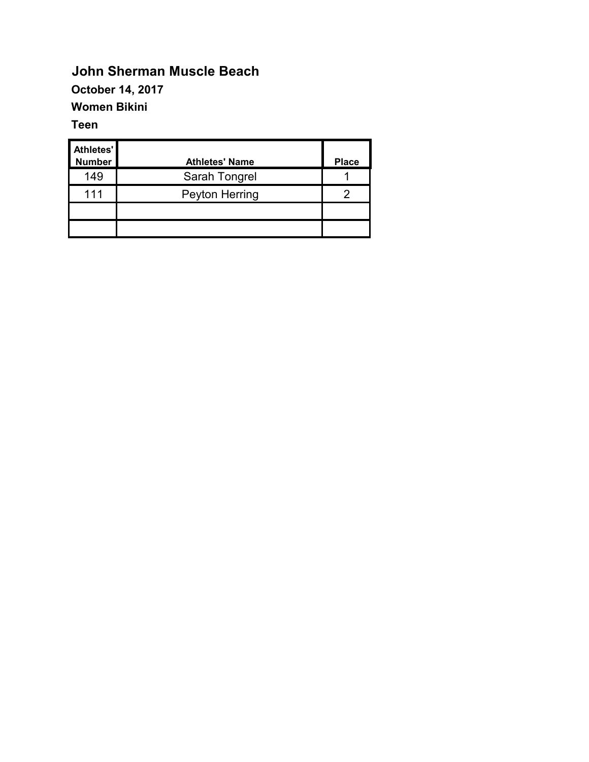# John Sherman Muscle Beach

**October 14, 2017**

**Women Bikini**

**Teen**

| Athletes' Number | Athletes' Name | Place |
|---|---|---|
| 149 | Sarah Tongrel | 1 |
| 111 | Peyton Herring | 2 |
| | | |
| | | |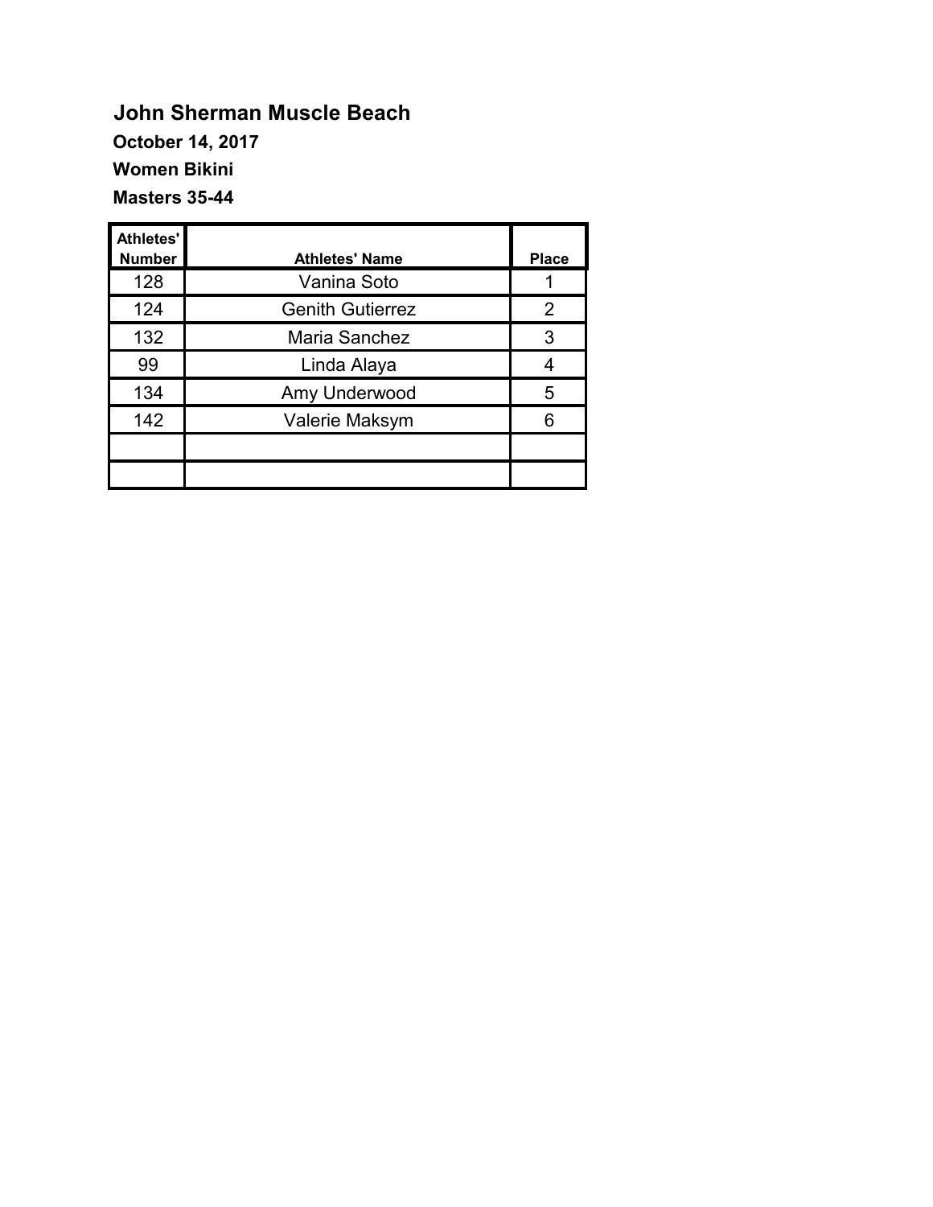## John Sherman Muscle Beach

**October 14, 2017**

**Women Bikini**

**Masters 35-44**

| Athletes' Number | Athletes' Name | Place |
|---|---|---|
| 128 | Vanina Soto | 1 |
| 124 | Genith Gutierrez | 2 |
| 132 | Maria Sanchez | 3 |
| 99 | Linda Alaya | 4 |
| 134 | Amy Underwood | 5 |
| 142 | Valerie Maksym | 6 |
| | | |
| | | |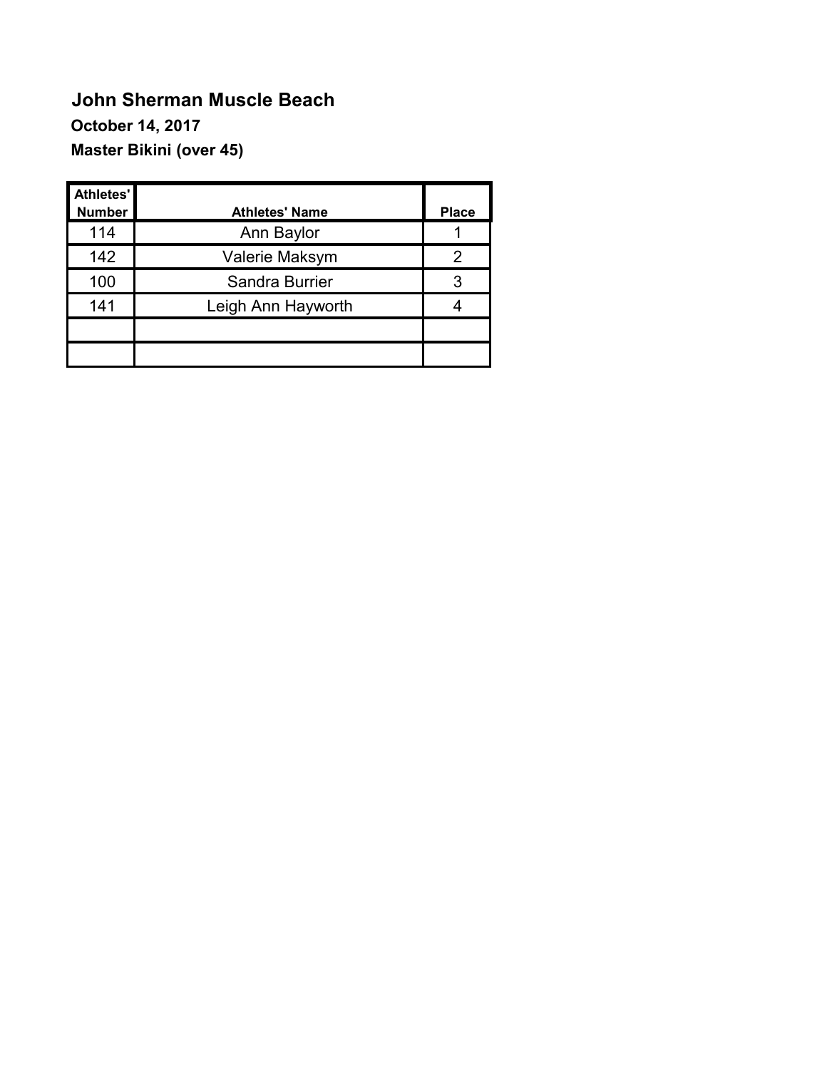# John Sherman Muscle Beach

**October 14, 2017**

**Master Bikini (over 45)**

| Athletes' Number | Athletes' Name | Place |
|---|---|---|
| 114 | Ann Baylor | 1 |
| 142 | Valerie Maksym | 2 |
| 100 | Sandra Burrier | 3 |
| 141 | Leigh Ann Hayworth | 4 |
| | | |
| | | |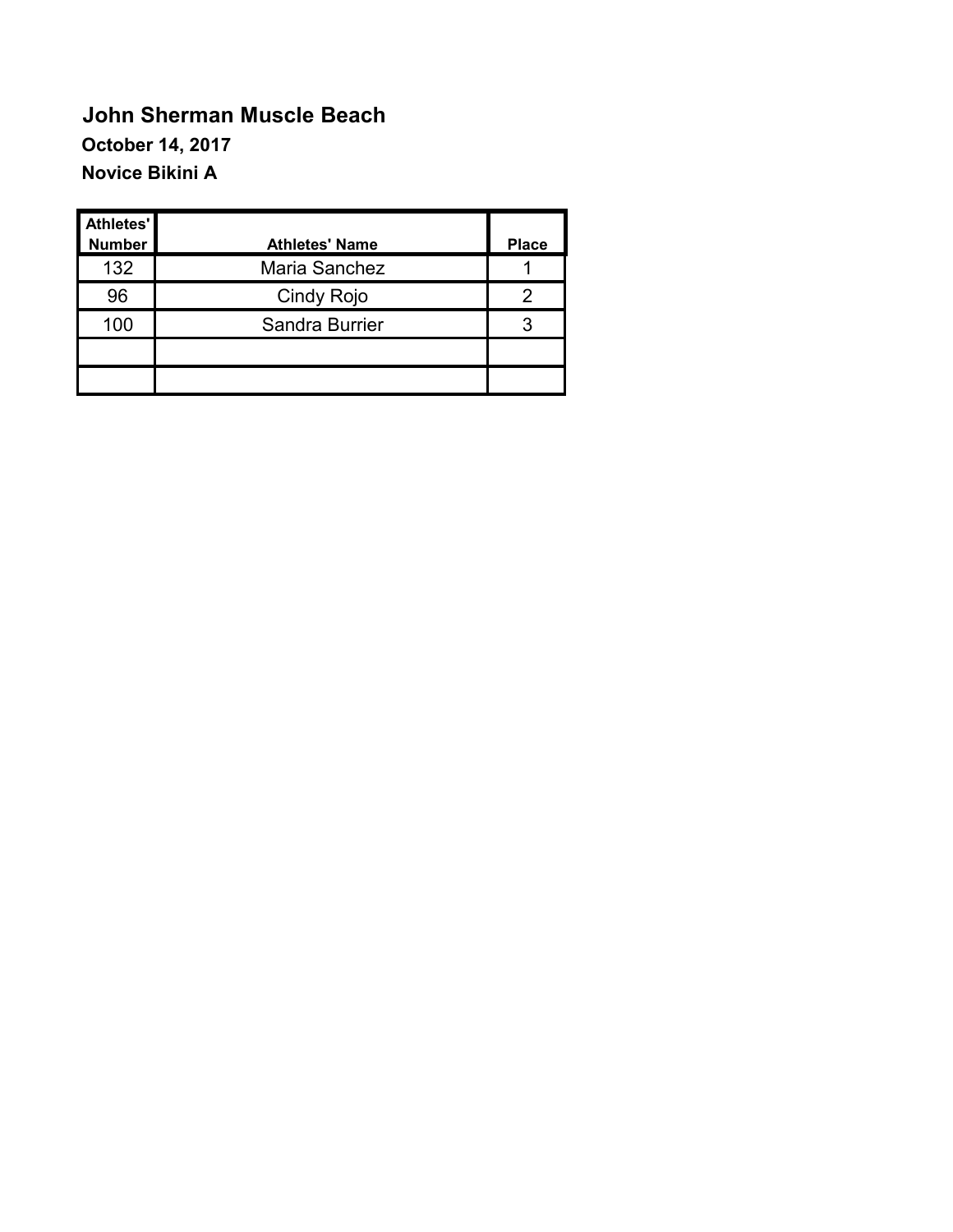**John Sherman Muscle Beach**

**October 14, 2017**

**Novice Bikini A**

| Athletes' Number | Athletes' Name | Place |
| --- | --- | --- |
| 132 | Maria Sanchez | 1 |
| 96 | Cindy Rojo | 2 |
| 100 | Sandra Burrier | 3 |
| | | |
| | | |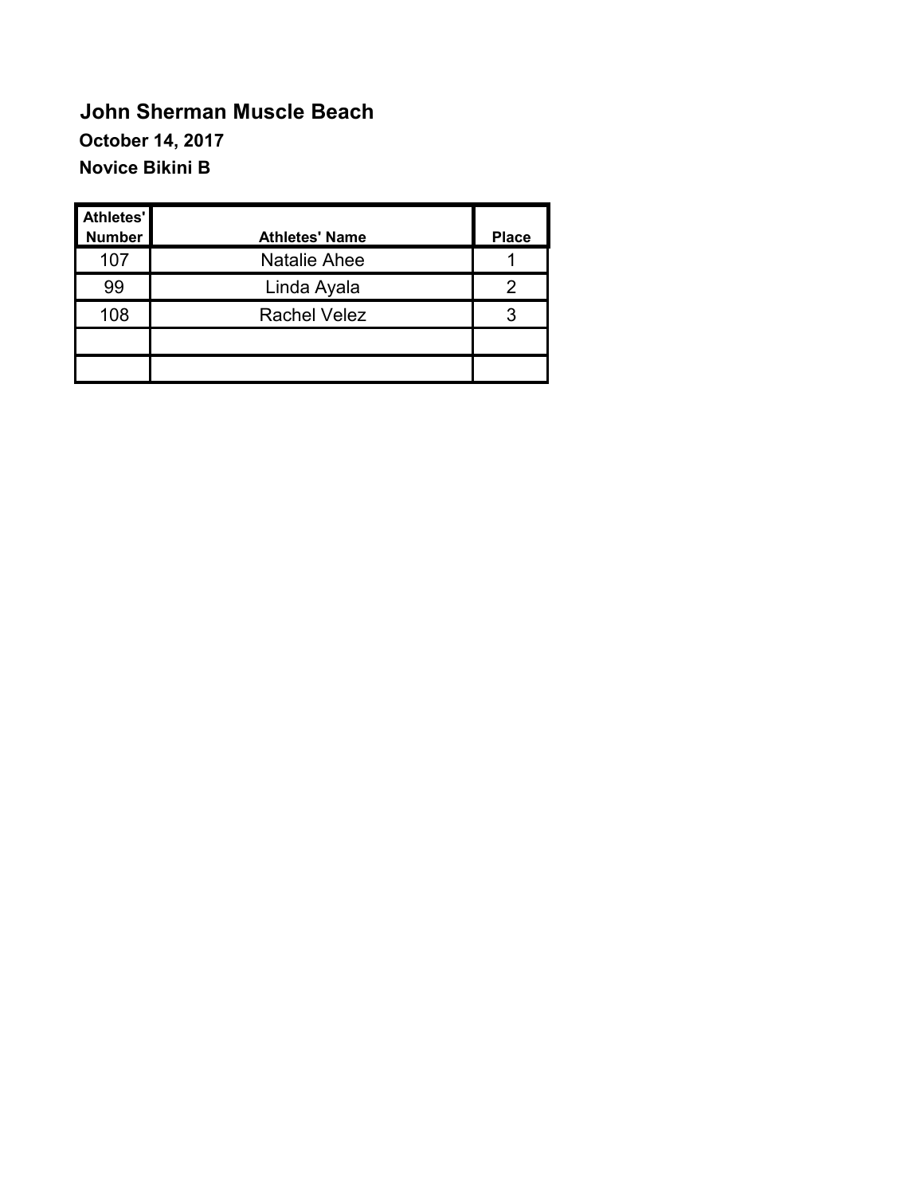## John Sherman Muscle Beach

**October 14, 2017**

**Novice Bikini B**

| Athletes' Number | Athletes' Name | Place |
|---|---|---|
| 107 | Natalie Ahee | 1 |
| 99 | Linda Ayala | 2 |
| 108 | Rachel Velez | 3 |
| | | |
| | | |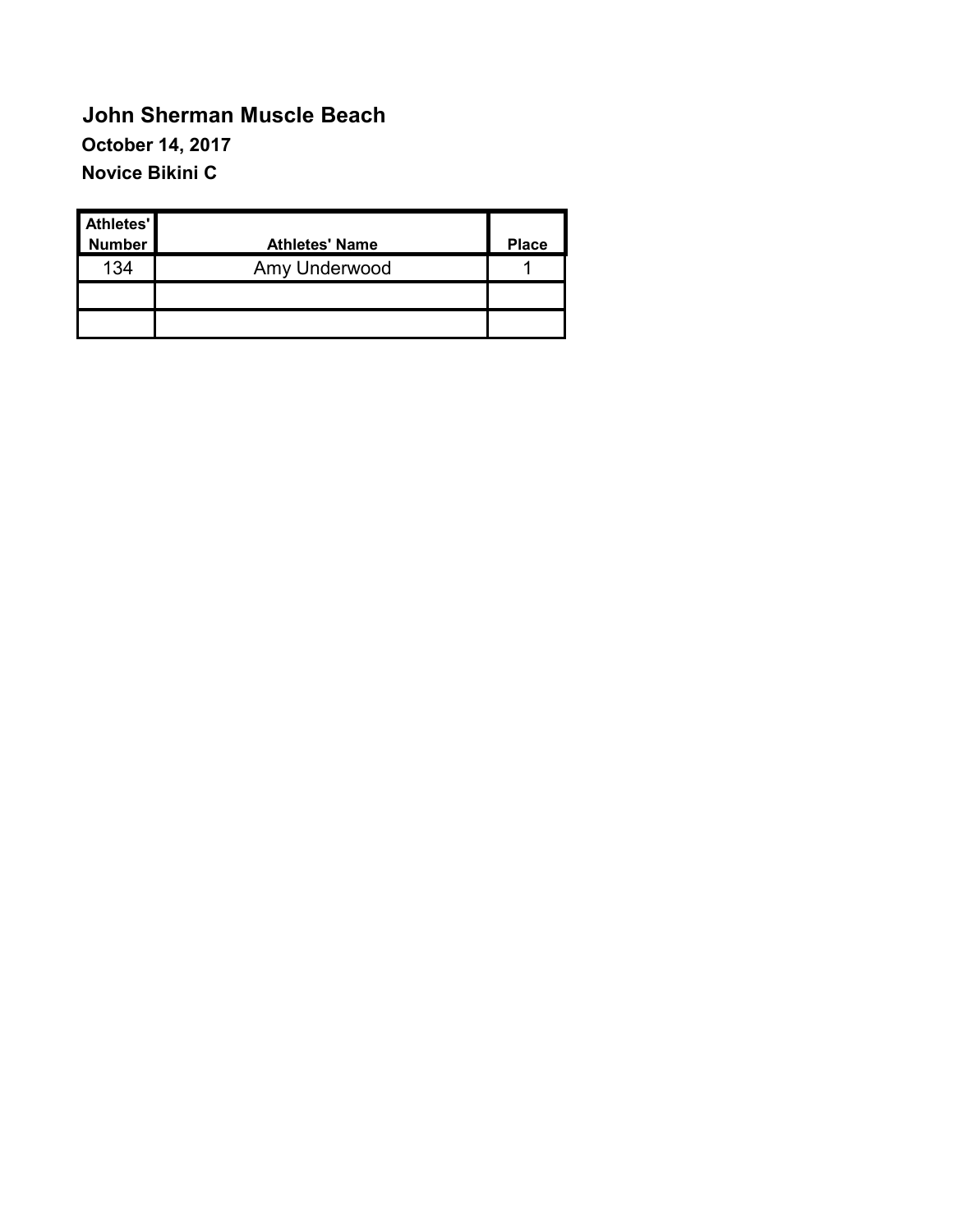**John Sherman Muscle Beach**

**October 14, 2017**

**Novice Bikini C**

| Athletes' Number | Athletes' Name | Place |
|---|---|---|
| 134 | Amy Underwood | 1 |
| | | |
| | | |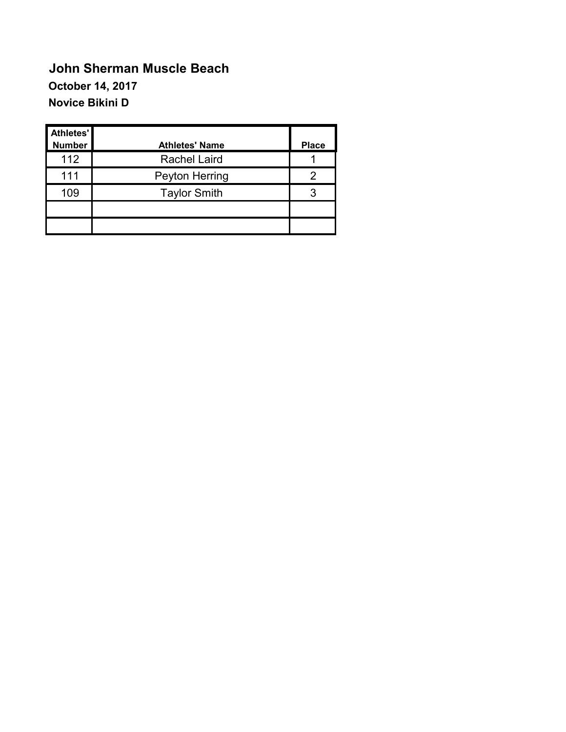# John Sherman Muscle Beach

**October 14, 2017**

**Novice Bikini D**

| Athletes' Number | Athletes' Name | Place |
|---|---|---|
| 112 | Rachel Laird | 1 |
| 111 | Peyton Herring | 2 |
| 109 | Taylor Smith | 3 |
| | | |
| | | |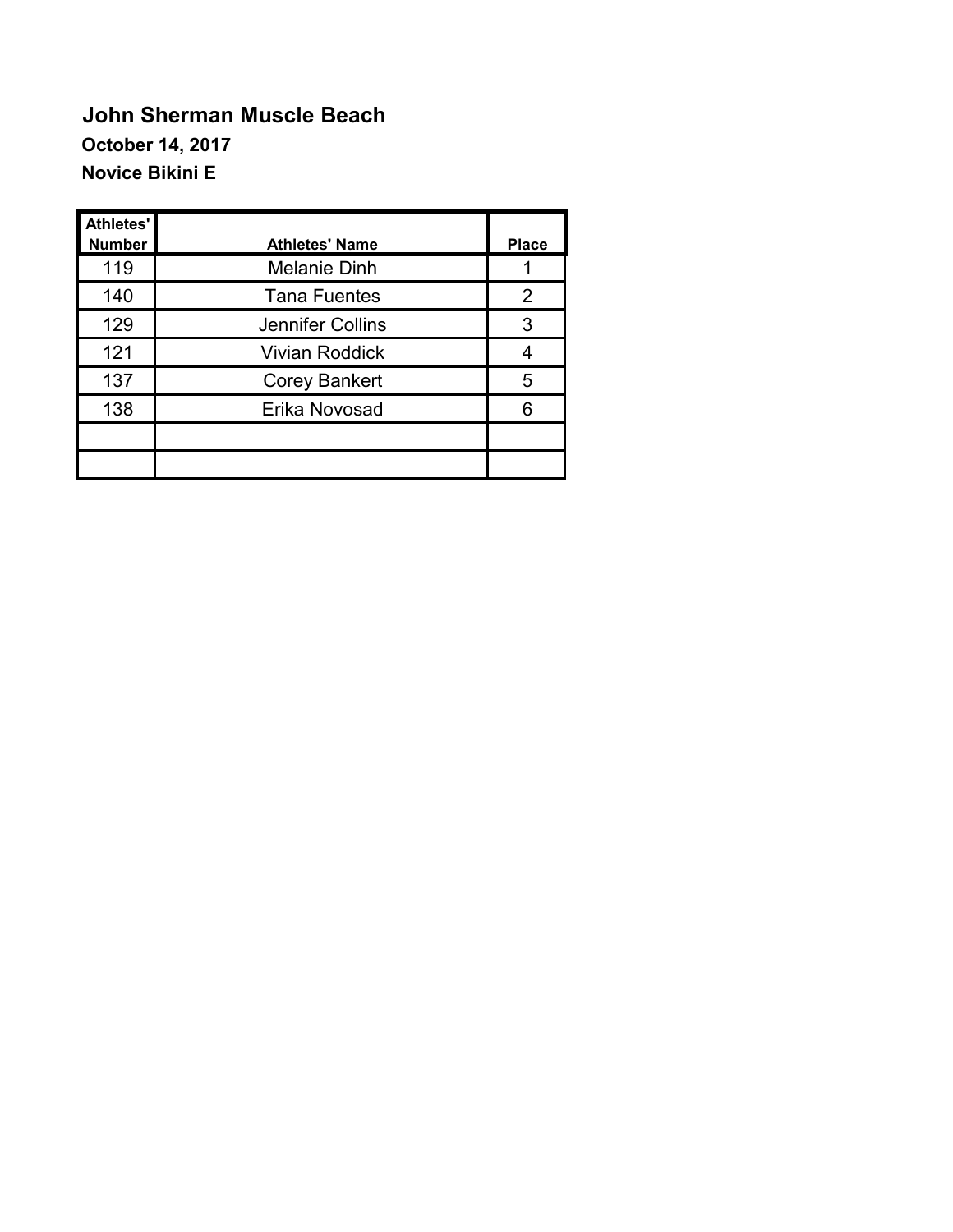# John Sherman Muscle Beach

**October 14, 2017**

**Novice Bikini E**

| Athletes' Number | Athletes' Name | Place |
|---|---|---|
| 119 | Melanie Dinh | 1 |
| 140 | Tana Fuentes | 2 |
| 129 | Jennifer Collins | 3 |
| 121 | Vivian Roddick | 4 |
| 137 | Corey Bankert | 5 |
| 138 | Erika Novosad | 6 |
| | | |
| | | |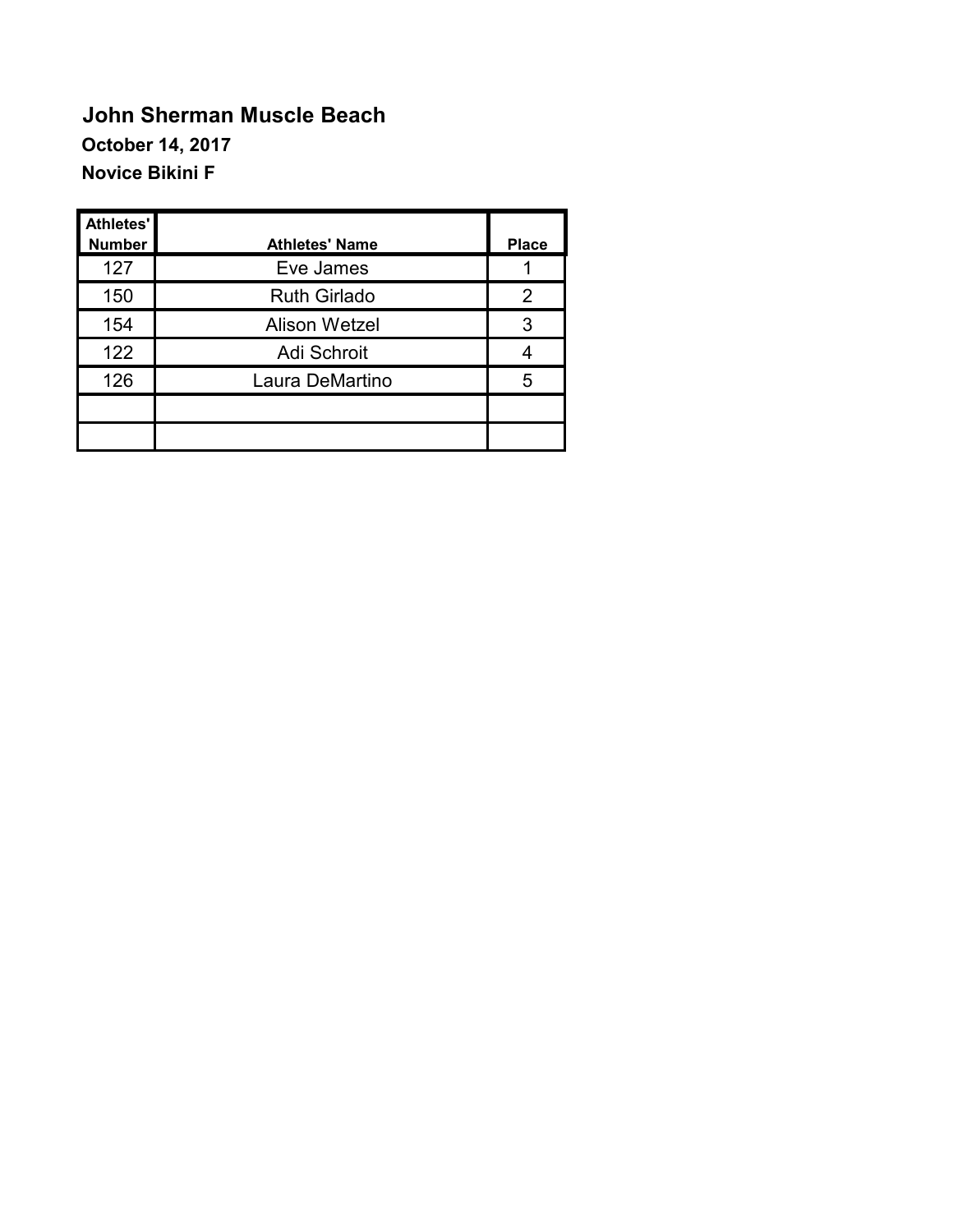**John Sherman Muscle Beach**

**October 14, 2017**

**Novice Bikini F**

| Athletes' Number | Athletes' Name | Place |
|---|---|---|
| 127 | Eve James | 1 |
| 150 | Ruth Girlado | 2 |
| 154 | Alison Wetzel | 3 |
| 122 | Adi Schroit | 4 |
| 126 | Laura DeMartino | 5 |
| | | |
| | | |